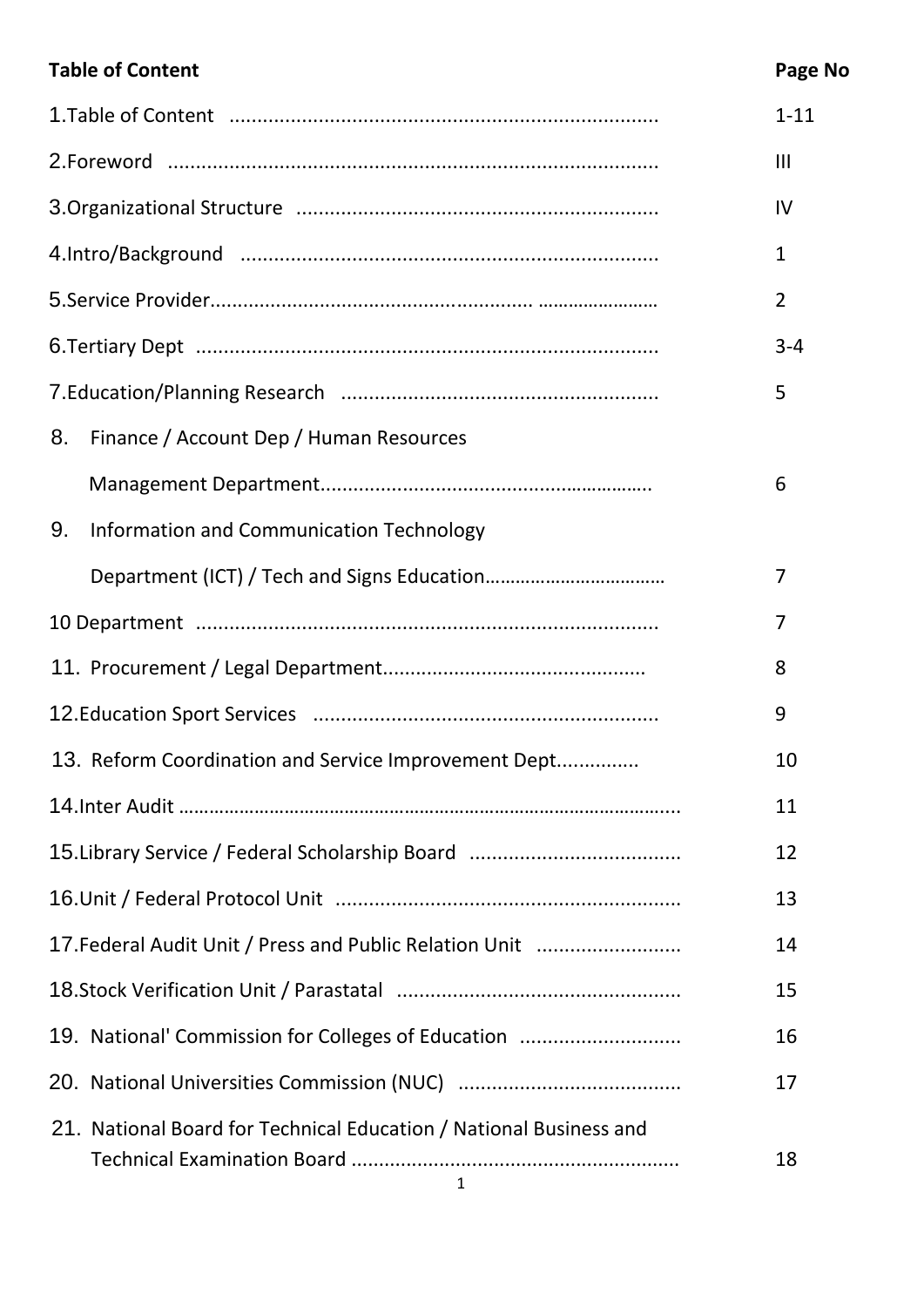| Table of Content | Page No |
|---|---|
| 1.Table of Content | 1-11 |
| 2.Foreword | III |
| 3.Organizational Structure | IV |
| 4.Intro/Background | 1 |
| 5.Service Provider | 2 |
| 6.Tertiary Dept | 3-4 |
| 7.Education/Planning Research | 5 |
| 8. Finance / Account Dep / Human Resources Management Department | 6 |
| 9. Information and Communication Technology Department (ICT) / Tech and Signs Education | 7 |
| 10 Department | 7 |
| 11. Procurement / Legal Department | 8 |
| 12.Education Sport Services | 9 |
| 13. Reform Coordination and Service Improvement Dept | 10 |
| 14.Inter Audit | 11 |
| 15.Library Service / Federal Scholarship Board | 12 |
| 16.Unit / Federal Protocol Unit | 13 |
| 17.Federal Audit Unit / Press and Public Relation Unit | 14 |
| 18.Stock Verification Unit / Parastatal | 15 |
| 19. National' Commission for Colleges of Education | 16 |
| 20. National Universities Commission (NUC) | 17 |
| 21. National Board for Technical Education / National Business and Technical Examination Board | 18 |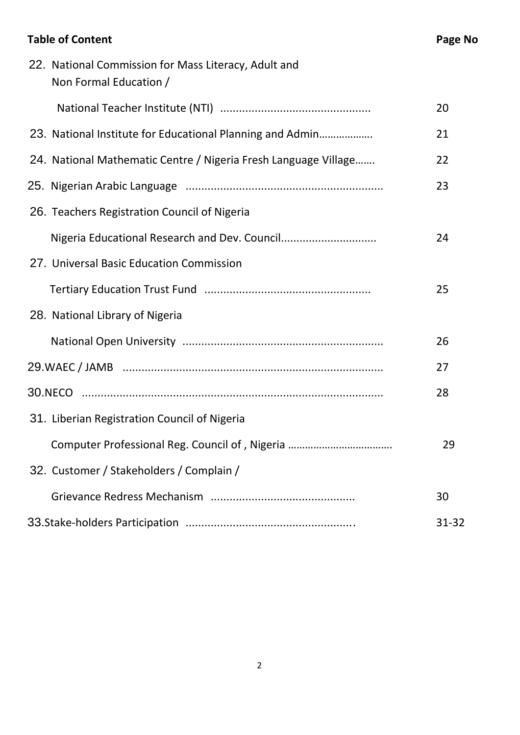| **Table of Content** | **Page No** |
|---|---|
| 22. National Commission for Mass Literacy, Adult and Non Formal Education / | |
| National Teacher Institute (NTI) ............................................... | 20 |
| 23. National Institute for Educational Planning and Admin………………. | 21 |
| 24. National Mathematic Centre / Nigeria Fresh Language Village……. | 22 |
| 25. Nigerian Arabic Language ............................................................ | 23 |
| 26. Teachers Registration Council of Nigeria | |
| Nigeria Educational Research and Dev. Council.............................. | 24 |
| 27. Universal Basic Education Commission | |
| Tertiary Education Trust Fund .................................................... | 25 |
| 28. National Library of Nigeria | |
| National Open University ............................................................... | 26 |
| 29.WAEC / JAMB ................................................................................ | 27 |
| 30.NECO ............................................................................................ | 28 |
| 31. Liberian Registration Council of Nigeria | |
| Computer Professional Reg. Council of , Nigeria ………………………………. | 29 |
| 32. Customer / Stakeholders / Complain / | |
| Grievance Redress Mechanism ............................................. | 30 |
| 33.Stake-holders Participation .................................................... | 31-32 |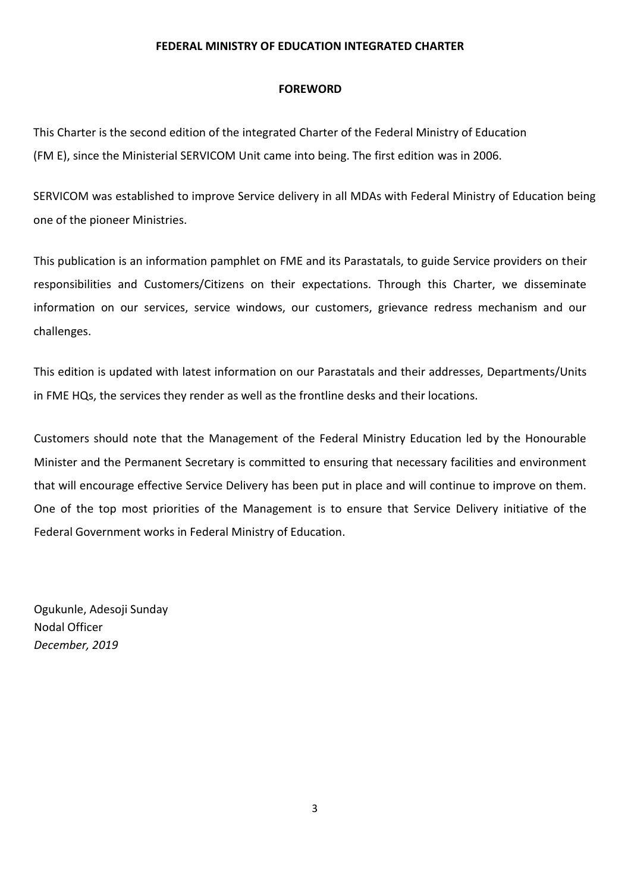# FEDERAL MINISTRY OF EDUCATION INTEGRATED CHARTER

## FOREWORD

This Charter is the second edition of the integrated Charter of the Federal Ministry of Education (FM E), since the Ministerial SERVICOM Unit came into being. The first edition was in 2006.

SERVICOM was established to improve Service delivery in all MDAs with Federal Ministry of Education being one of the pioneer Ministries.

This publication is an information pamphlet on FME and its Parastatals, to guide Service providers on their responsibilities and Customers/Citizens on their expectations. Through this Charter, we disseminate information on our services, service windows, our customers, grievance redress mechanism and our challenges.

This edition is updated with latest information on our Parastatals and their addresses, Departments/Units in FME HQs, the services they render as well as the frontline desks and their locations.

Customers should note that the Management of the Federal Ministry Education led by the Honourable Minister and the Permanent Secretary is committed to ensuring that necessary facilities and environment that will encourage effective Service Delivery has been put in place and will continue to improve on them. One of the top most priorities of the Management is to ensure that Service Delivery initiative of the Federal Government works in Federal Ministry of Education.

Ogukunle, Adesoji Sunday
Nodal Officer
*December, 2019*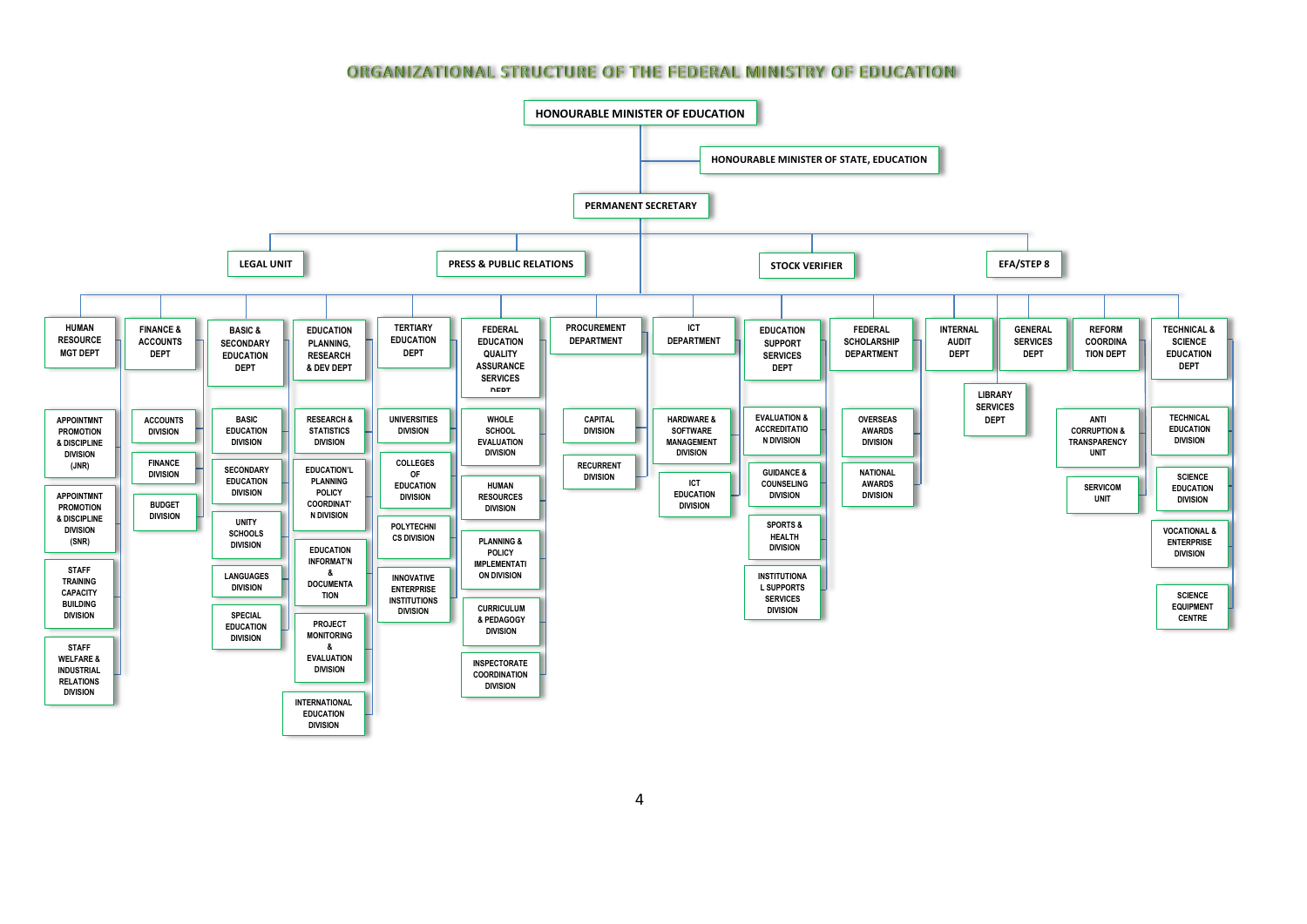# ORGANIZATIONAL STRUCTURE OF THE FEDERAL MINISTRY OF EDUCATION

**HONOURABLE MINISTER OF EDUCATION**

- HONOURABLE MINISTER OF STATE, EDUCATION

**PERMANENT SECRETARY**

- LEGAL UNIT
- PRESS & PUBLIC RELATIONS
- STOCK VERIFIER
- EFA/STEP 8

**HUMAN RESOURCE MGT DEPT**
- APPOINTMNT PROMOTION & DISCIPLINE DIVISION (JNR)
- APPOINTMNT PROMOTION & DISCIPLINE DIVISION (SNR)
- STAFF TRAINING CAPACITY BUILDING DIVISION
- STAFF WELFARE & INDUSTRIAL RELATIONS DIVISION

**FINANCE & ACCOUNTS DEPT**
- ACCOUNTS DIVISION
- FINANCE DIVISION
- BUDGET DIVISION

**BASIC & SECONDARY EDUCATION DEPT**
- BASIC EDUCATION DIVISION
- SECONDARY EDUCATION DIVISION
- UNITY SCHOOLS DIVISION
- LANGUAGES DIVISION
- SPECIAL EDUCATION DIVISION

**EDUCATION PLANNING, RESEARCH & DEV DEPT**
- RESEARCH & STATISTICS DIVISION
- EDUCATION'L PLANNING POLICY COORDINAT'N DIVISION
- EDUCATION INFORMAT'N & DOCUMENTATION
- PROJECT MONITORING & EVALUATION DIVISION
- INTERNATIONAL EDUCATION DIVISION

**TERTIARY EDUCATION DEPT**
- UNIVERSITIES DIVISION
- COLLEGES OF EDUCATION DIVISION
- POLYTECHNICS DIVISION
- INNOVATIVE ENTERPRISE INSTITUTIONS DIVISION

**FEDERAL EDUCATION QUALITY ASSURANCE SERVICES DEPT**
- WHOLE SCHOOL EVALUATION DIVISION
- HUMAN RESOURCES DIVISION
- PLANNING & POLICY IMPLEMENTATION DIVISION
- CURRICULUM & PEDAGOGY DIVISION
- INSPECTORATE COORDINATION DIVISION

**PROCUREMENT DEPARTMENT**
- CAPITAL DIVISION
- RECURRENT DIVISION

**ICT DEPARTMENT**
- HARDWARE & SOFTWARE MANAGEMENT DIVISION
- ICT EDUCATION DIVISION

**EDUCATION SUPPORT SERVICES DEPT**
- EVALUATION & ACCREDITATION DIVISION
- GUIDANCE & COUNSELING DIVISION
- SPORTS & HEALTH DIVISION
- INSTITUTIONAL SUPPORTS SERVICES DIVISION

**FEDERAL SCHOLARSHIP DEPARTMENT**
- OVERSEAS AWARDS DIVISION
- NATIONAL AWARDS DIVISION

**INTERNAL AUDIT DEPT**

**GENERAL SERVICES DEPT**
- LIBRARY SERVICES DEPT

**REFORM COORDINATION DEPT**
- ANTI CORRUPTION & TRANSPARENCY UNIT
- SERVICOM UNIT

**TECHNICAL & SCIENCE EDUCATION DEPT**
- TECHNICAL EDUCATION DIVISION
- SCIENCE EDUCATION DIVISION
- VOCATIONAL & ENTERPRISE DIVISION
- SCIENCE EQUIPMENT CENTRE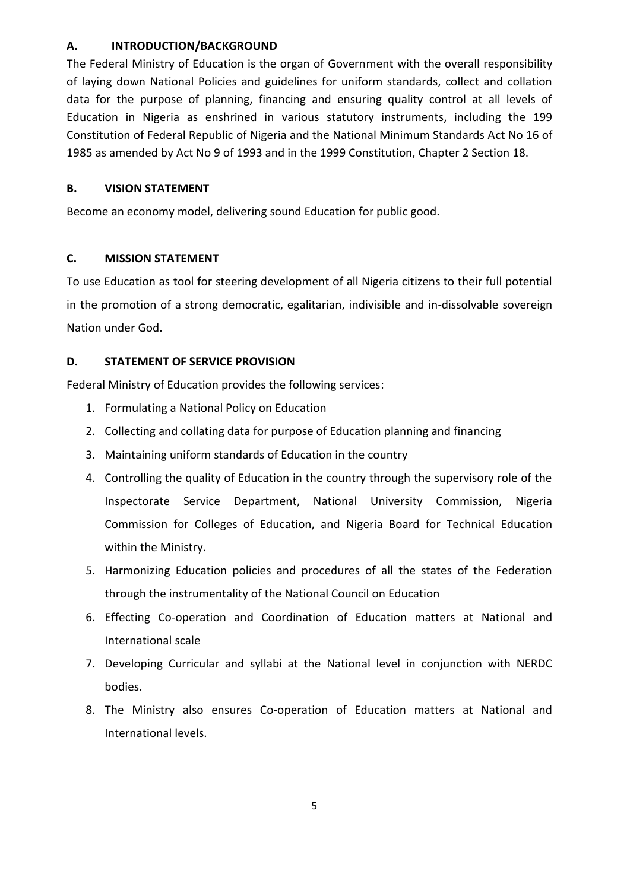## A. INTRODUCTION/BACKGROUND

The Federal Ministry of Education is the organ of Government with the overall responsibility of laying down National Policies and guidelines for uniform standards, collect and collation data for the purpose of planning, financing and ensuring quality control at all levels of Education in Nigeria as enshrined in various statutory instruments, including the 199 Constitution of Federal Republic of Nigeria and the National Minimum Standards Act No 16 of 1985 as amended by Act No 9 of 1993 and in the 1999 Constitution, Chapter 2 Section 18.

## B. VISION STATEMENT

Become an economy model, delivering sound Education for public good.

## C. MISSION STATEMENT

To use Education as tool for steering development of all Nigeria citizens to their full potential in the promotion of a strong democratic, egalitarian, indivisible and in-dissolvable sovereign Nation under God.

## D. STATEMENT OF SERVICE PROVISION

Federal Ministry of Education provides the following services:

1. Formulating a National Policy on Education
2. Collecting and collating data for purpose of Education planning and financing
3. Maintaining uniform standards of Education in the country
4. Controlling the quality of Education in the country through the supervisory role of the Inspectorate Service Department, National University Commission, Nigeria Commission for Colleges of Education, and Nigeria Board for Technical Education within the Ministry.
5. Harmonizing Education policies and procedures of all the states of the Federation through the instrumentality of the National Council on Education
6. Effecting Co-operation and Coordination of Education matters at National and International scale
7. Developing Curricular and syllabi at the National level in conjunction with NERDC bodies.
8. The Ministry also ensures Co-operation of Education matters at National and International levels.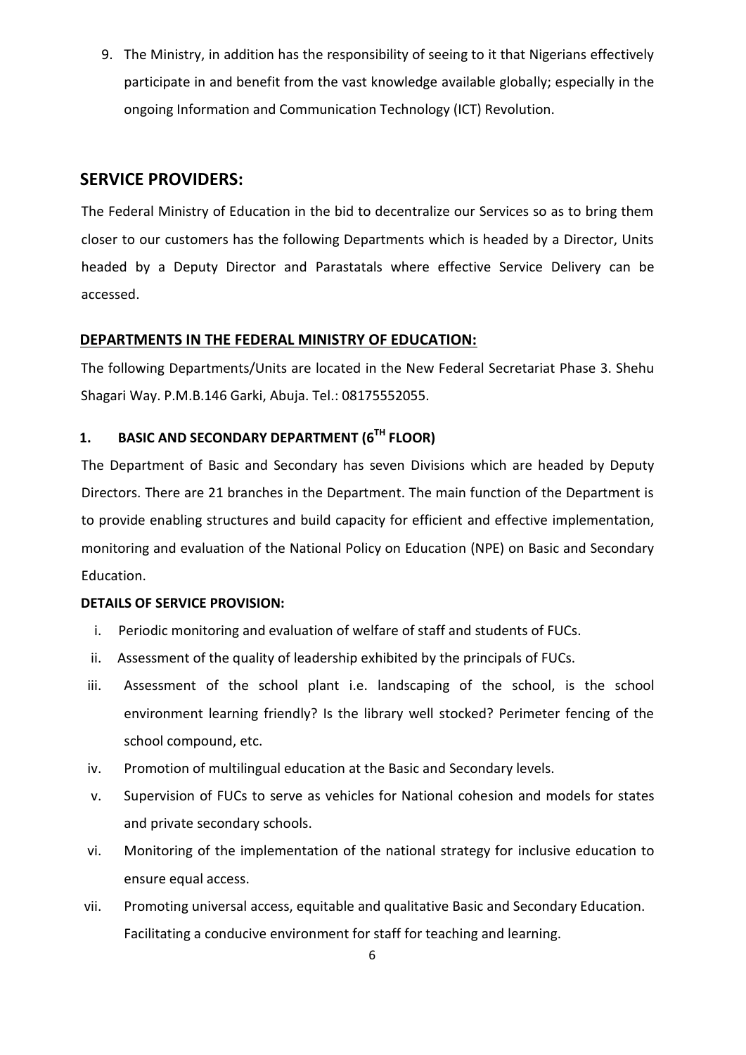9. The Ministry, in addition has the responsibility of seeing to it that Nigerians effectively participate in and benefit from the vast knowledge available globally; especially in the ongoing Information and Communication Technology (ICT) Revolution.

## SERVICE PROVIDERS:

The Federal Ministry of Education in the bid to decentralize our Services so as to bring them closer to our customers has the following Departments which is headed by a Director, Units headed by a Deputy Director and Parastatals where effective Service Delivery can be accessed.

### DEPARTMENTS IN THE FEDERAL MINISTRY OF EDUCATION:

The following Departments/Units are located in the New Federal Secretariat Phase 3. Shehu Shagari Way. P.M.B.146 Garki, Abuja. Tel.: 08175552055.

### 1. BASIC AND SECONDARY DEPARTMENT (6TH FLOOR)

The Department of Basic and Secondary has seven Divisions which are headed by Deputy Directors. There are 21 branches in the Department. The main function of the Department is to provide enabling structures and build capacity for efficient and effective implementation, monitoring and evaluation of the National Policy on Education (NPE) on Basic and Secondary Education.

**DETAILS OF SERVICE PROVISION:**

i. Periodic monitoring and evaluation of welfare of staff and students of FUCs.
ii. Assessment of the quality of leadership exhibited by the principals of FUCs.
iii. Assessment of the school plant i.e. landscaping of the school, is the school environment learning friendly? Is the library well stocked? Perimeter fencing of the school compound, etc.
iv. Promotion of multilingual education at the Basic and Secondary levels.
v. Supervision of FUCs to serve as vehicles for National cohesion and models for states and private secondary schools.
vi. Monitoring of the implementation of the national strategy for inclusive education to ensure equal access.
vii. Promoting universal access, equitable and qualitative Basic and Secondary Education. Facilitating a conducive environment for staff for teaching and learning.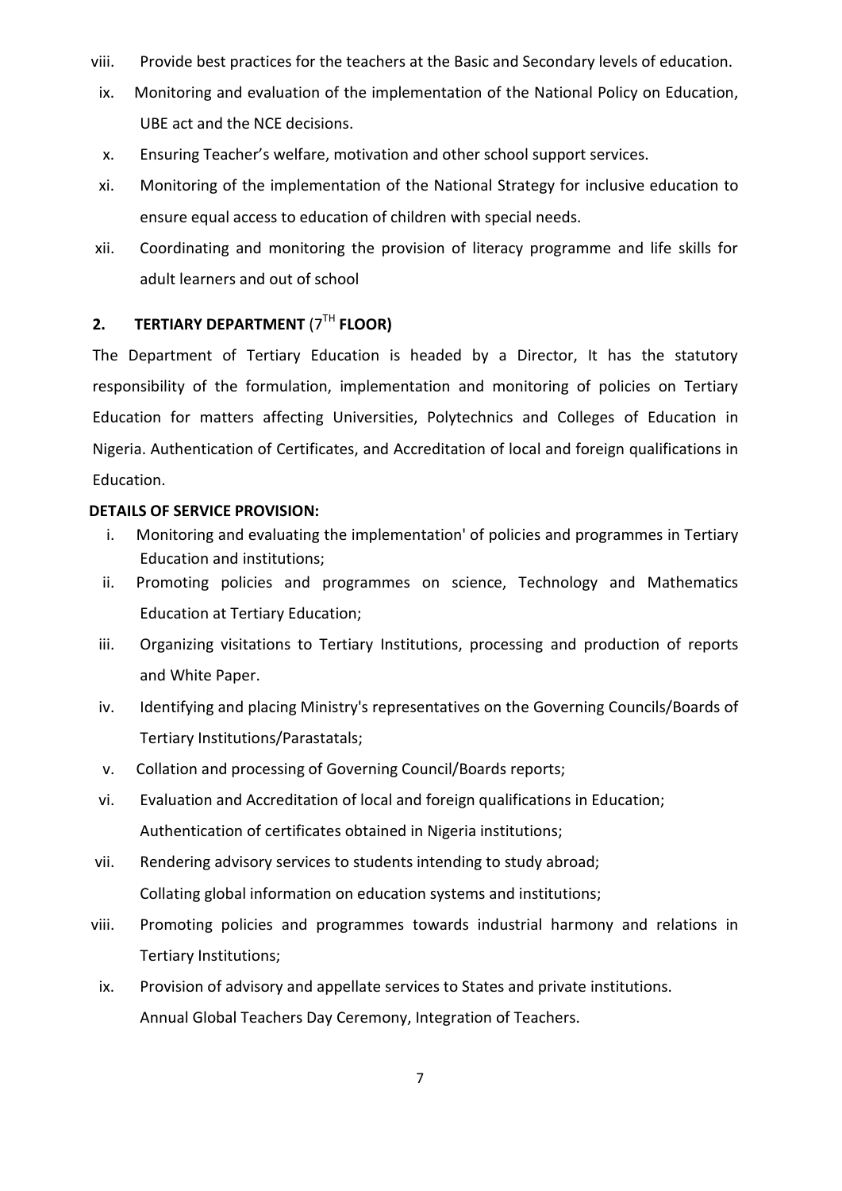viii. Provide best practices for the teachers at the Basic and Secondary levels of education.

ix. Monitoring and evaluation of the implementation of the National Policy on Education, UBE act and the NCE decisions.

x. Ensuring Teacher's welfare, motivation and other school support services.

xi. Monitoring of the implementation of the National Strategy for inclusive education to ensure equal access to education of children with special needs.

xii. Coordinating and monitoring the provision of literacy programme and life skills for adult learners and out of school

## 2. TERTIARY DEPARTMENT (7TH FLOOR)

The Department of Tertiary Education is headed by a Director, It has the statutory responsibility of the formulation, implementation and monitoring of policies on Tertiary Education for matters affecting Universities, Polytechnics and Colleges of Education in Nigeria. Authentication of Certificates, and Accreditation of local and foreign qualifications in Education.

**DETAILS OF SERVICE PROVISION:**

i. Monitoring and evaluating the implementation' of policies and programmes in Tertiary Education and institutions;

ii. Promoting policies and programmes on science, Technology and Mathematics Education at Tertiary Education;

iii. Organizing visitations to Tertiary Institutions, processing and production of reports and White Paper.

iv. Identifying and placing Ministry's representatives on the Governing Councils/Boards of Tertiary Institutions/Parastatals;

v. Collation and processing of Governing Council/Boards reports;

vi. Evaluation and Accreditation of local and foreign qualifications in Education; Authentication of certificates obtained in Nigeria institutions;

vii. Rendering advisory services to students intending to study abroad; Collating global information on education systems and institutions;

viii. Promoting policies and programmes towards industrial harmony and relations in Tertiary Institutions;

ix. Provision of advisory and appellate services to States and private institutions. Annual Global Teachers Day Ceremony, Integration of Teachers.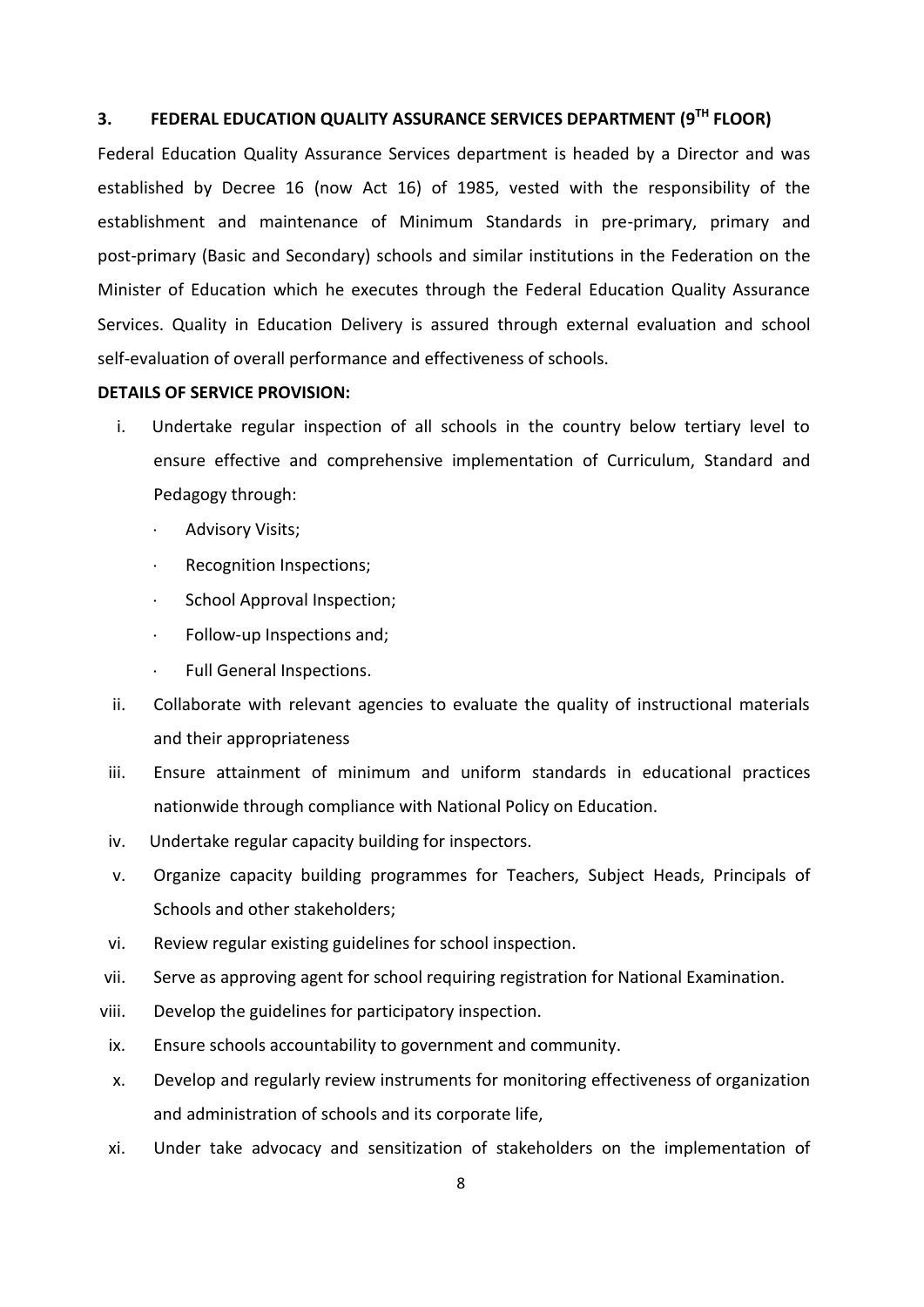## 3. FEDERAL EDUCATION QUALITY ASSURANCE SERVICES DEPARTMENT (9TH FLOOR)

Federal Education Quality Assurance Services department is headed by a Director and was established by Decree 16 (now Act 16) of 1985, vested with the responsibility of the establishment and maintenance of Minimum Standards in pre-primary, primary and post-primary (Basic and Secondary) schools and similar institutions in the Federation on the Minister of Education which he executes through the Federal Education Quality Assurance Services. Quality in Education Delivery is assured through external evaluation and school self-evaluation of overall performance and effectiveness of schools.

**DETAILS OF SERVICE PROVISION:**

i. Undertake regular inspection of all schools in the country below tertiary level to ensure effective and comprehensive implementation of Curriculum, Standard and Pedagogy through:
   - Advisory Visits;
   - Recognition Inspections;
   - School Approval Inspection;
   - Follow-up Inspections and;
   - Full General Inspections.

ii. Collaborate with relevant agencies to evaluate the quality of instructional materials and their appropriateness

iii. Ensure attainment of minimum and uniform standards in educational practices nationwide through compliance with National Policy on Education.

iv. Undertake regular capacity building for inspectors.

v. Organize capacity building programmes for Teachers, Subject Heads, Principals of Schools and other stakeholders;

vi. Review regular existing guidelines for school inspection.

vii. Serve as approving agent for school requiring registration for National Examination.

viii. Develop the guidelines for participatory inspection.

ix. Ensure schools accountability to government and community.

x. Develop and regularly review instruments for monitoring effectiveness of organization and administration of schools and its corporate life,

xi. Under take advocacy and sensitization of stakeholders on the implementation of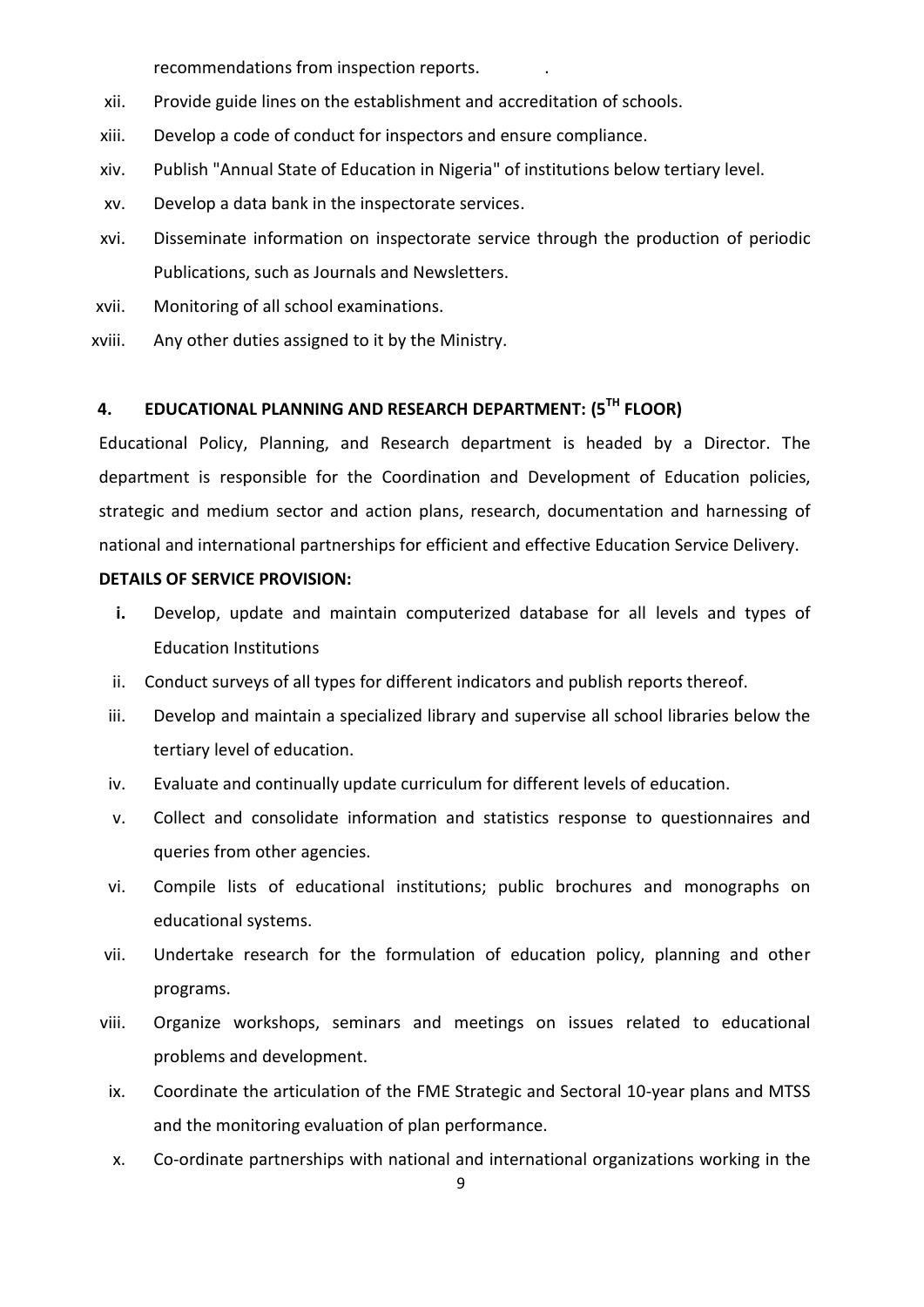recommendations from inspection reports.

xii. Provide guide lines on the establishment and accreditation of schools.

xiii. Develop a code of conduct for inspectors and ensure compliance.

xiv. Publish "Annual State of Education in Nigeria" of institutions below tertiary level.

xv. Develop a data bank in the inspectorate services.

xvi. Disseminate information on inspectorate service through the production of periodic Publications, such as Journals and Newsletters.

xvii. Monitoring of all school examinations.

xviii. Any other duties assigned to it by the Ministry.

## 4. EDUCATIONAL PLANNING AND RESEARCH DEPARTMENT: (5TH FLOOR)

Educational Policy, Planning, and Research department is headed by a Director. The department is responsible for the Coordination and Development of Education policies, strategic and medium sector and action plans, research, documentation and harnessing of national and international partnerships for efficient and effective Education Service Delivery.

**DETAILS OF SERVICE PROVISION:**

**i.** Develop, update and maintain computerized database for all levels and types of Education Institutions

ii. Conduct surveys of all types for different indicators and publish reports thereof.

iii. Develop and maintain a specialized library and supervise all school libraries below the tertiary level of education.

iv. Evaluate and continually update curriculum for different levels of education.

v. Collect and consolidate information and statistics response to questionnaires and queries from other agencies.

vi. Compile lists of educational institutions; public brochures and monographs on educational systems.

vii. Undertake research for the formulation of education policy, planning and other programs.

viii. Organize workshops, seminars and meetings on issues related to educational problems and development.

ix. Coordinate the articulation of the FME Strategic and Sectoral 10-year plans and MTSS and the monitoring evaluation of plan performance.

x. Co-ordinate partnerships with national and international organizations working in the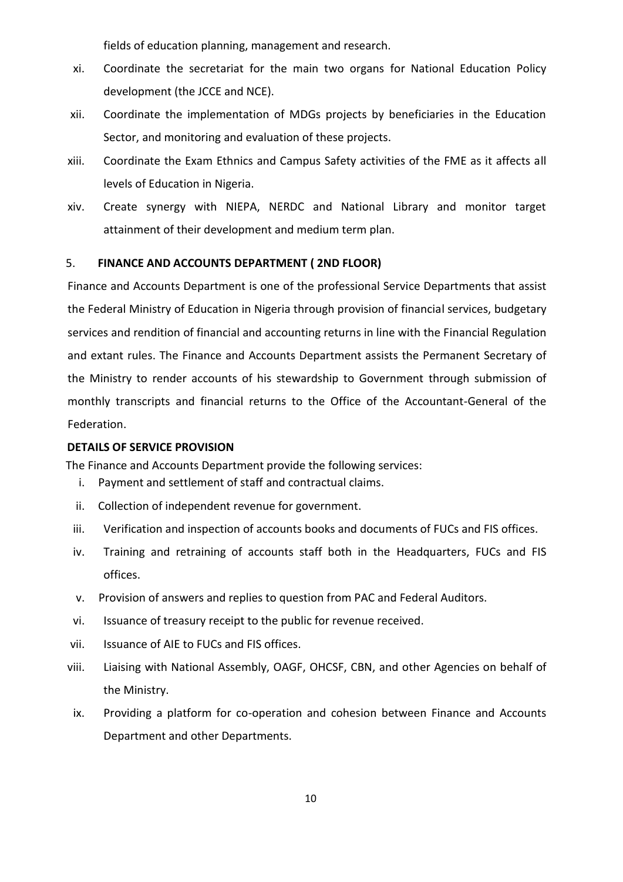fields of education planning, management and research.

xi. Coordinate the secretariat for the main two organs for National Education Policy development (the JCCE and NCE).

xii. Coordinate the implementation of MDGs projects by beneficiaries in the Education Sector, and monitoring and evaluation of these projects.

xiii. Coordinate the Exam Ethnics and Campus Safety activities of the FME as it affects all levels of Education in Nigeria.

xiv. Create synergy with NIEPA, NERDC and National Library and monitor target attainment of their development and medium term plan.

## 5. FINANCE AND ACCOUNTS DEPARTMENT ( 2ND FLOOR)

Finance and Accounts Department is one of the professional Service Departments that assist the Federal Ministry of Education in Nigeria through provision of financial services, budgetary services and rendition of financial and accounting returns in line with the Financial Regulation and extant rules. The Finance and Accounts Department assists the Permanent Secretary of the Ministry to render accounts of his stewardship to Government through submission of monthly transcripts and financial returns to the Office of the Accountant-General of the Federation.

**DETAILS OF SERVICE PROVISION**

The Finance and Accounts Department provide the following services:

i. Payment and settlement of staff and contractual claims.

ii. Collection of independent revenue for government.

iii. Verification and inspection of accounts books and documents of FUCs and FIS offices.

iv. Training and retraining of accounts staff both in the Headquarters, FUCs and FIS offices.

v. Provision of answers and replies to question from PAC and Federal Auditors.

vi. Issuance of treasury receipt to the public for revenue received.

vii. Issuance of AIE to FUCs and FIS offices.

viii. Liaising with National Assembly, OAGF, OHCSF, CBN, and other Agencies on behalf of the Ministry.

ix. Providing a platform for co-operation and cohesion between Finance and Accounts Department and other Departments.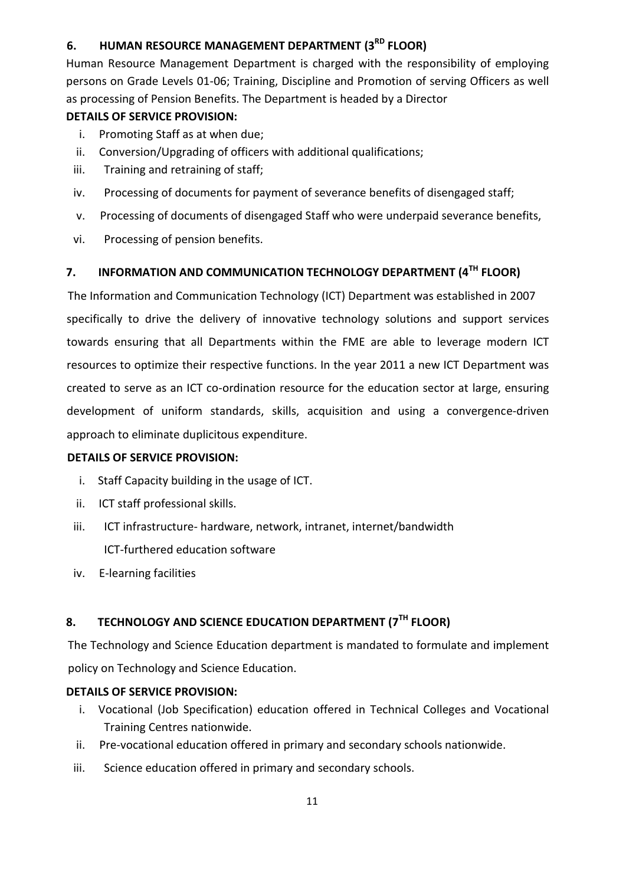## 6. HUMAN RESOURCE MANAGEMENT DEPARTMENT (3RD FLOOR)

Human Resource Management Department is charged with the responsibility of employing persons on Grade Levels 01-06; Training, Discipline and Promotion of serving Officers as well as processing of Pension Benefits. The Department is headed by a Director

**DETAILS OF SERVICE PROVISION:**

i. Promoting Staff as at when due;
ii. Conversion/Upgrading of officers with additional qualifications;
iii. Training and retraining of staff;
iv. Processing of documents for payment of severance benefits of disengaged staff;
v. Processing of documents of disengaged Staff who were underpaid severance benefits,
vi. Processing of pension benefits.

## 7. INFORMATION AND COMMUNICATION TECHNOLOGY DEPARTMENT (4TH FLOOR)

The Information and Communication Technology (ICT) Department was established in 2007 specifically to drive the delivery of innovative technology solutions and support services towards ensuring that all Departments within the FME are able to leverage modern ICT resources to optimize their respective functions. In the year 2011 a new ICT Department was created to serve as an ICT co-ordination resource for the education sector at large, ensuring development of uniform standards, skills, acquisition and using a convergence-driven approach to eliminate duplicitous expenditure.

**DETAILS OF SERVICE PROVISION:**

i. Staff Capacity building in the usage of ICT.
ii. ICT staff professional skills.
iii. ICT infrastructure- hardware, network, intranet, internet/bandwidth
    ICT-furthered education software
iv. E-learning facilities

## 8. TECHNOLOGY AND SCIENCE EDUCATION DEPARTMENT (7TH FLOOR)

The Technology and Science Education department is mandated to formulate and implement policy on Technology and Science Education.

**DETAILS OF SERVICE PROVISION:**

i. Vocational (Job Specification) education offered in Technical Colleges and Vocational Training Centres nationwide.
ii. Pre-vocational education offered in primary and secondary schools nationwide.
iii. Science education offered in primary and secondary schools.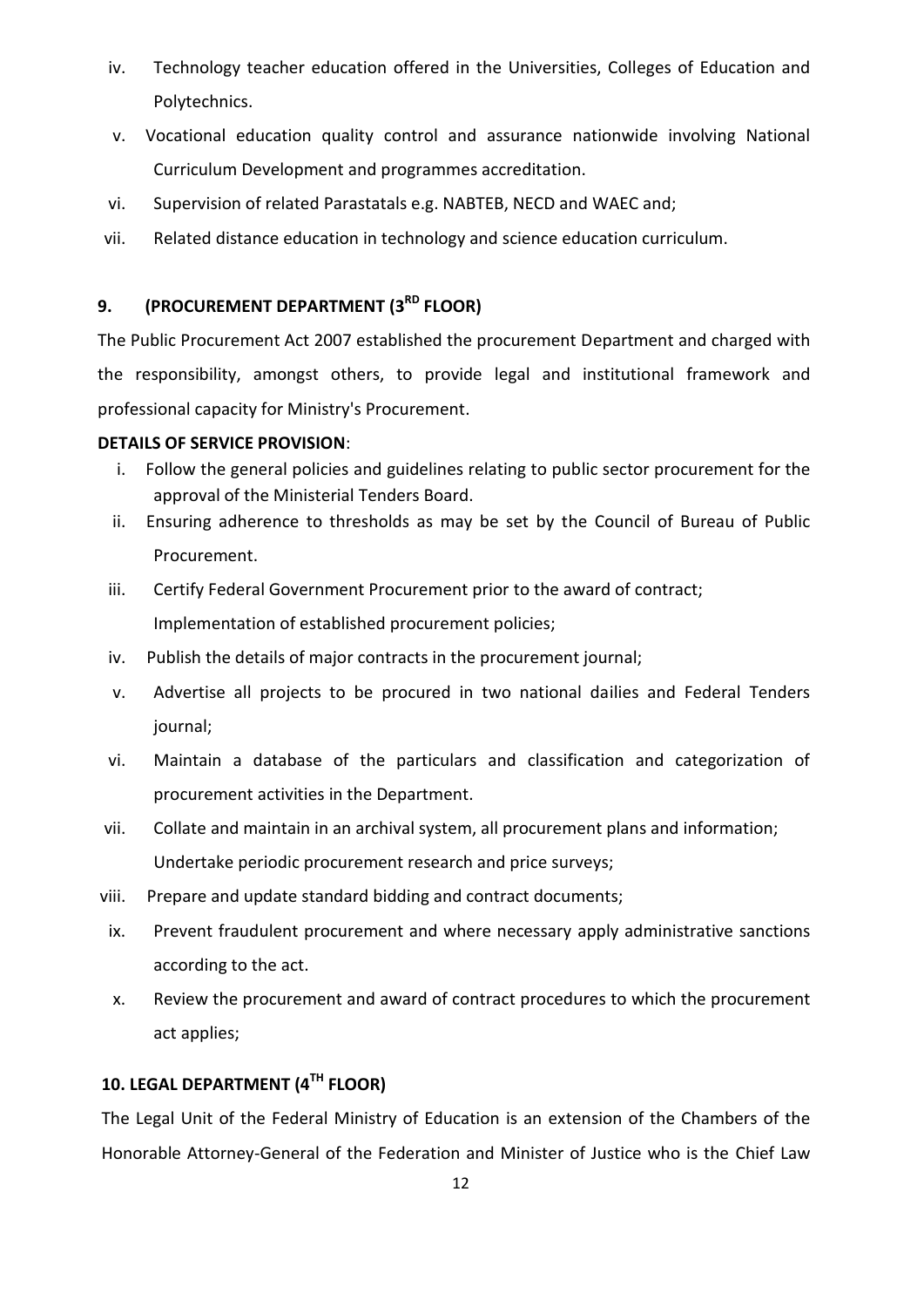iv. Technology teacher education offered in the Universities, Colleges of Education and Polytechnics.

v. Vocational education quality control and assurance nationwide involving National Curriculum Development and programmes accreditation.

vi. Supervision of related Parastatals e.g. NABTEB, NECD and WAEC and;

vii. Related distance education in technology and science education curriculum.

## 9. (PROCUREMENT DEPARTMENT (3RD FLOOR)

The Public Procurement Act 2007 established the procurement Department and charged with the responsibility, amongst others, to provide legal and institutional framework and professional capacity for Ministry's Procurement.

**DETAILS OF SERVICE PROVISION**:

i. Follow the general policies and guidelines relating to public sector procurement for the approval of the Ministerial Tenders Board.

ii. Ensuring adherence to thresholds as may be set by the Council of Bureau of Public Procurement.

iii. Certify Federal Government Procurement prior to the award of contract; Implementation of established procurement policies;

iv. Publish the details of major contracts in the procurement journal;

v. Advertise all projects to be procured in two national dailies and Federal Tenders journal;

vi. Maintain a database of the particulars and classification and categorization of procurement activities in the Department.

vii. Collate and maintain in an archival system, all procurement plans and information; Undertake periodic procurement research and price surveys;

viii. Prepare and update standard bidding and contract documents;

ix. Prevent fraudulent procurement and where necessary apply administrative sanctions according to the act.

x. Review the procurement and award of contract procedures to which the procurement act applies;

## 10. LEGAL DEPARTMENT (4TH FLOOR)

The Legal Unit of the Federal Ministry of Education is an extension of the Chambers of the Honorable Attorney-General of the Federation and Minister of Justice who is the Chief Law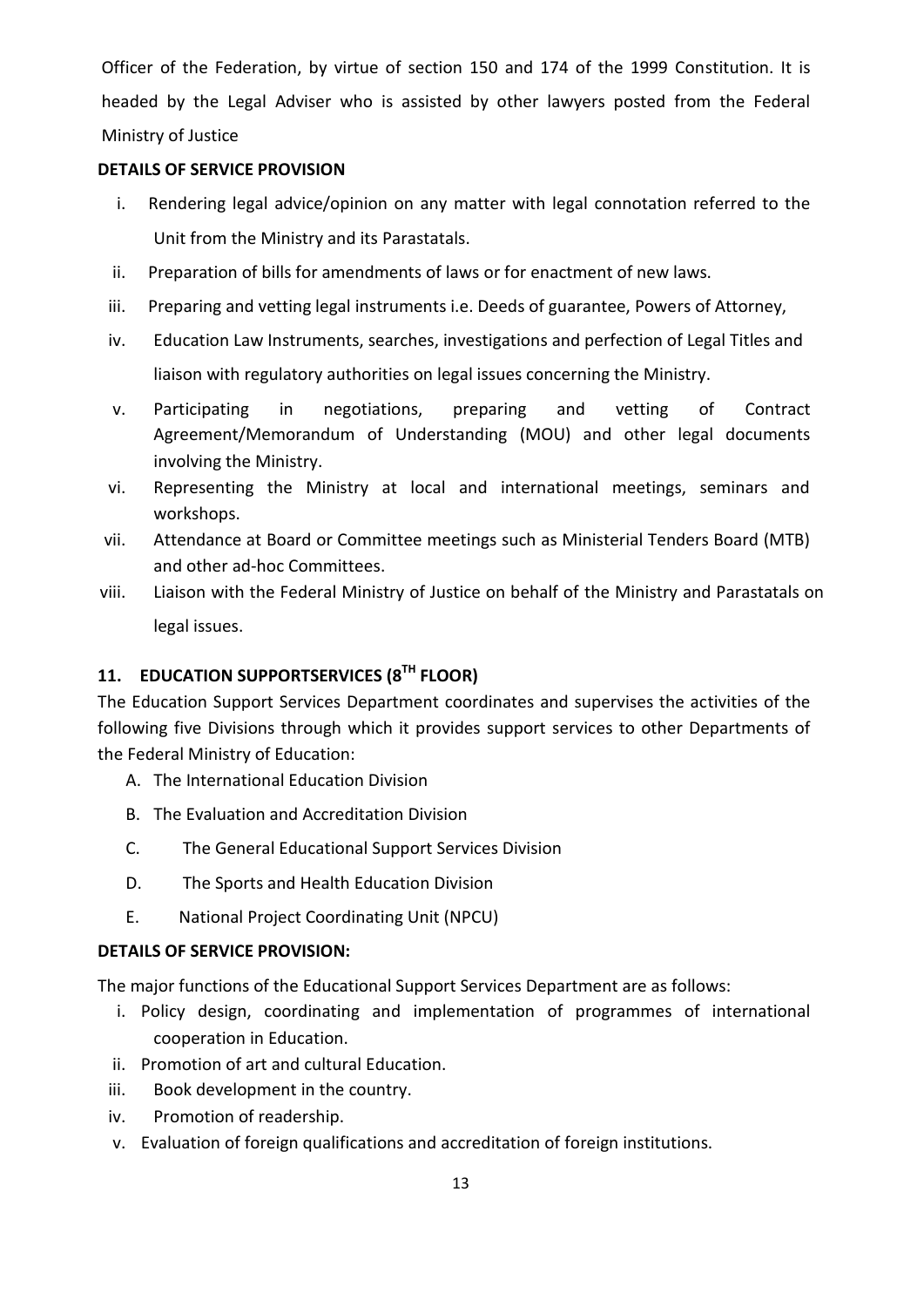Officer of the Federation, by virtue of section 150 and 174 of the 1999 Constitution. It is headed by the Legal Adviser who is assisted by other lawyers posted from the Federal Ministry of Justice

**DETAILS OF SERVICE PROVISION**

i. Rendering legal advice/opinion on any matter with legal connotation referred to the Unit from the Ministry and its Parastatals.
ii. Preparation of bills for amendments of laws or for enactment of new laws.
iii. Preparing and vetting legal instruments i.e. Deeds of guarantee, Powers of Attorney,
iv. Education Law Instruments, searches, investigations and perfection of Legal Titles and liaison with regulatory authorities on legal issues concerning the Ministry.
v. Participating in negotiations, preparing and vetting of Contract Agreement/Memorandum of Understanding (MOU) and other legal documents involving the Ministry.
vi. Representing the Ministry at local and international meetings, seminars and workshops.
vii. Attendance at Board or Committee meetings such as Ministerial Tenders Board (MTB) and other ad-hoc Committees.
viii. Liaison with the Federal Ministry of Justice on behalf of the Ministry and Parastatals on legal issues.

## 11. EDUCATION SUPPORTSERVICES (8TH FLOOR)

The Education Support Services Department coordinates and supervises the activities of the following five Divisions through which it provides support services to other Departments of the Federal Ministry of Education:

A. The International Education Division
B. The Evaluation and Accreditation Division
C. The General Educational Support Services Division
D. The Sports and Health Education Division
E. National Project Coordinating Unit (NPCU)

**DETAILS OF SERVICE PROVISION:**

The major functions of the Educational Support Services Department are as follows:

i. Policy design, coordinating and implementation of programmes of international cooperation in Education.
ii. Promotion of art and cultural Education.
iii. Book development in the country.
iv. Promotion of readership.
v. Evaluation of foreign qualifications and accreditation of foreign institutions.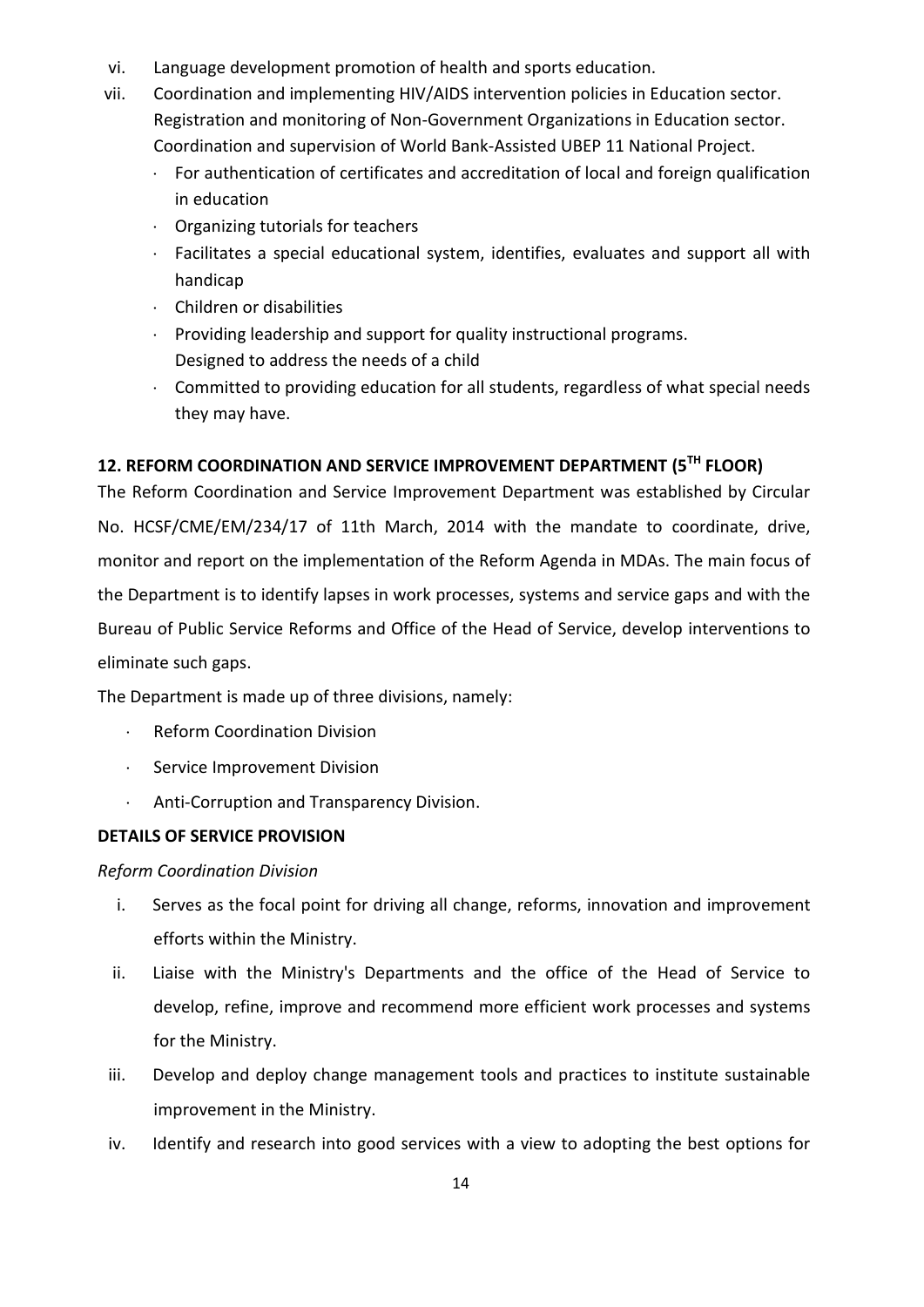vi. Language development promotion of health and sports education.

vii. Coordination and implementing HIV/AIDS intervention policies in Education sector. Registration and monitoring of Non-Government Organizations in Education sector. Coordination and supervision of World Bank-Assisted UBEP 11 National Project.

- For authentication of certificates and accreditation of local and foreign qualification in education
- Organizing tutorials for teachers
- Facilitates a special educational system, identifies, evaluates and support all with handicap
- Children or disabilities
- Providing leadership and support for quality instructional programs. Designed to address the needs of a child
- Committed to providing education for all students, regardless of what special needs they may have.

## 12. REFORM COORDINATION AND SERVICE IMPROVEMENT DEPARTMENT (5TH FLOOR)

The Reform Coordination and Service Improvement Department was established by Circular No. HCSF/CME/EM/234/17 of 11th March, 2014 with the mandate to coordinate, drive, monitor and report on the implementation of the Reform Agenda in MDAs. The main focus of the Department is to identify lapses in work processes, systems and service gaps and with the Bureau of Public Service Reforms and Office of the Head of Service, develop interventions to eliminate such gaps.

The Department is made up of three divisions, namely:

- Reform Coordination Division
- Service Improvement Division
- Anti-Corruption and Transparency Division.

### DETAILS OF SERVICE PROVISION

*Reform Coordination Division*

i. Serves as the focal point for driving all change, reforms, innovation and improvement efforts within the Ministry.

ii. Liaise with the Ministry's Departments and the office of the Head of Service to develop, refine, improve and recommend more efficient work processes and systems for the Ministry.

iii. Develop and deploy change management tools and practices to institute sustainable improvement in the Ministry.

iv. Identify and research into good services with a view to adopting the best options for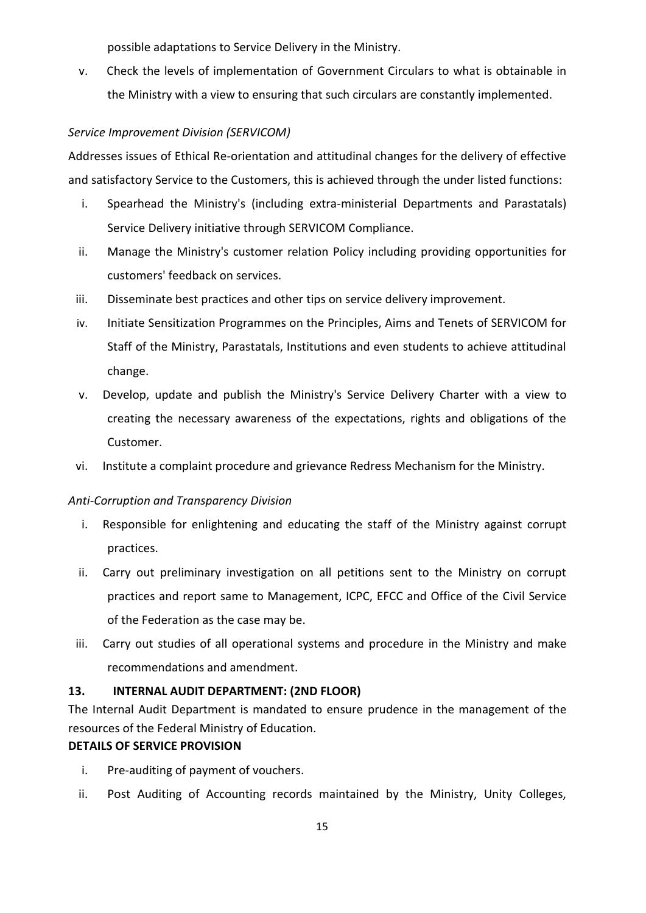possible adaptations to Service Delivery in the Ministry.

v. Check the levels of implementation of Government Circulars to what is obtainable in the Ministry with a view to ensuring that such circulars are constantly implemented.

*Service Improvement Division (SERVICOM)*

Addresses issues of Ethical Re-orientation and attitudinal changes for the delivery of effective and satisfactory Service to the Customers, this is achieved through the under listed functions:

i. Spearhead the Ministry's (including extra-ministerial Departments and Parastatals) Service Delivery initiative through SERVICOM Compliance.
ii. Manage the Ministry's customer relation Policy including providing opportunities for customers' feedback on services.
iii. Disseminate best practices and other tips on service delivery improvement.
iv. Initiate Sensitization Programmes on the Principles, Aims and Tenets of SERVICOM for Staff of the Ministry, Parastatals, Institutions and even students to achieve attitudinal change.
v. Develop, update and publish the Ministry's Service Delivery Charter with a view to creating the necessary awareness of the expectations, rights and obligations of the Customer.
vi. Institute a complaint procedure and grievance Redress Mechanism for the Ministry.

*Anti-Corruption and Transparency Division*

i. Responsible for enlightening and educating the staff of the Ministry against corrupt practices.
ii. Carry out preliminary investigation on all petitions sent to the Ministry on corrupt practices and report same to Management, ICPC, EFCC and Office of the Civil Service of the Federation as the case may be.
iii. Carry out studies of all operational systems and procedure in the Ministry and make recommendations and amendment.

**13. INTERNAL AUDIT DEPARTMENT: (2ND FLOOR)**

The Internal Audit Department is mandated to ensure prudence in the management of the resources of the Federal Ministry of Education.

**DETAILS OF SERVICE PROVISION**

i. Pre-auditing of payment of vouchers.
ii. Post Auditing of Accounting records maintained by the Ministry, Unity Colleges,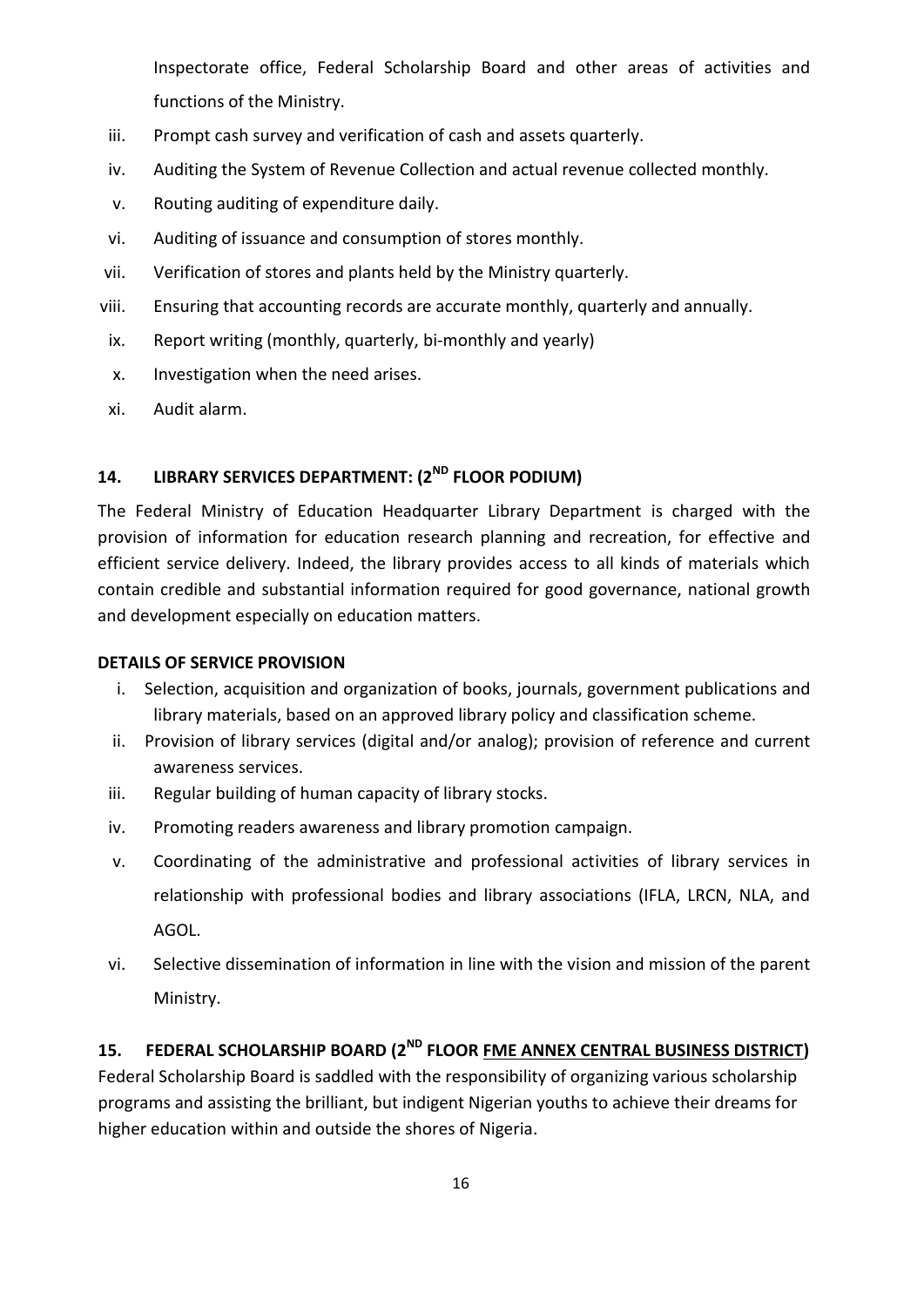Inspectorate office, Federal Scholarship Board and other areas of activities and functions of the Ministry.

iii. Prompt cash survey and verification of cash and assets quarterly.
iv. Auditing the System of Revenue Collection and actual revenue collected monthly.
v. Routing auditing of expenditure daily.
vi. Auditing of issuance and consumption of stores monthly.
vii. Verification of stores and plants held by the Ministry quarterly.
viii. Ensuring that accounting records are accurate monthly, quarterly and annually.
ix. Report writing (monthly, quarterly, bi-monthly and yearly)
x. Investigation when the need arises.
xi. Audit alarm.

## 14. LIBRARY SERVICES DEPARTMENT: (2ND FLOOR PODIUM)

The Federal Ministry of Education Headquarter Library Department is charged with the provision of information for education research planning and recreation, for effective and efficient service delivery. Indeed, the library provides access to all kinds of materials which contain credible and substantial information required for good governance, national growth and development especially on education matters.

**DETAILS OF SERVICE PROVISION**

i. Selection, acquisition and organization of books, journals, government publications and library materials, based on an approved library policy and classification scheme.
ii. Provision of library services (digital and/or analog); provision of reference and current awareness services.
iii. Regular building of human capacity of library stocks.
iv. Promoting readers awareness and library promotion campaign.
v. Coordinating of the administrative and professional activities of library services in relationship with professional bodies and library associations (IFLA, LRCN, NLA, and AGOL.
vi. Selective dissemination of information in line with the vision and mission of the parent Ministry.

## 15. FEDERAL SCHOLARSHIP BOARD (2ND FLOOR FME ANNEX CENTRAL BUSINESS DISTRICT)

Federal Scholarship Board is saddled with the responsibility of organizing various scholarship programs and assisting the brilliant, but indigent Nigerian youths to achieve their dreams for higher education within and outside the shores of Nigeria.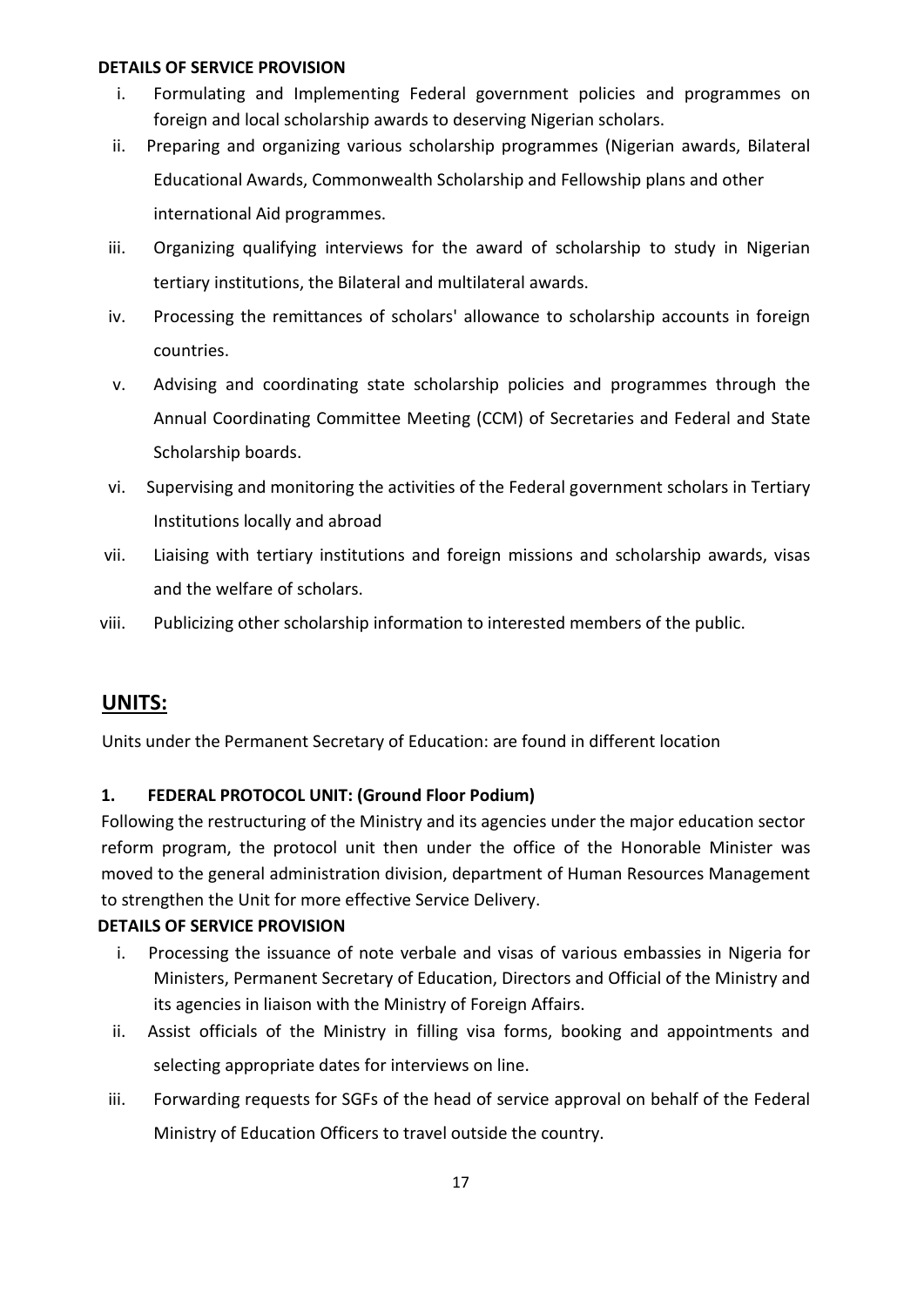**DETAILS OF SERVICE PROVISION**

i. Formulating and Implementing Federal government policies and programmes on foreign and local scholarship awards to deserving Nigerian scholars.

ii. Preparing and organizing various scholarship programmes (Nigerian awards, Bilateral Educational Awards, Commonwealth Scholarship and Fellowship plans and other international Aid programmes.

iii. Organizing qualifying interviews for the award of scholarship to study in Nigerian tertiary institutions, the Bilateral and multilateral awards.

iv. Processing the remittances of scholars' allowance to scholarship accounts in foreign countries.

v. Advising and coordinating state scholarship policies and programmes through the Annual Coordinating Committee Meeting (CCM) of Secretaries and Federal and State Scholarship boards.

vi. Supervising and monitoring the activities of the Federal government scholars in Tertiary Institutions locally and abroad

vii. Liaising with tertiary institutions and foreign missions and scholarship awards, visas and the welfare of scholars.

viii. Publicizing other scholarship information to interested members of the public.

## UNITS:

Units under the Permanent Secretary of Education: are found in different location

### 1. FEDERAL PROTOCOL UNIT: (Ground Floor Podium)

Following the restructuring of the Ministry and its agencies under the major education sector reform program, the protocol unit then under the office of the Honorable Minister was moved to the general administration division, department of Human Resources Management to strengthen the Unit for more effective Service Delivery.

**DETAILS OF SERVICE PROVISION**

i. Processing the issuance of note verbale and visas of various embassies in Nigeria for Ministers, Permanent Secretary of Education, Directors and Official of the Ministry and its agencies in liaison with the Ministry of Foreign Affairs.

ii. Assist officials of the Ministry in filling visa forms, booking and appointments and selecting appropriate dates for interviews on line.

iii. Forwarding requests for SGFs of the head of service approval on behalf of the Federal Ministry of Education Officers to travel outside the country.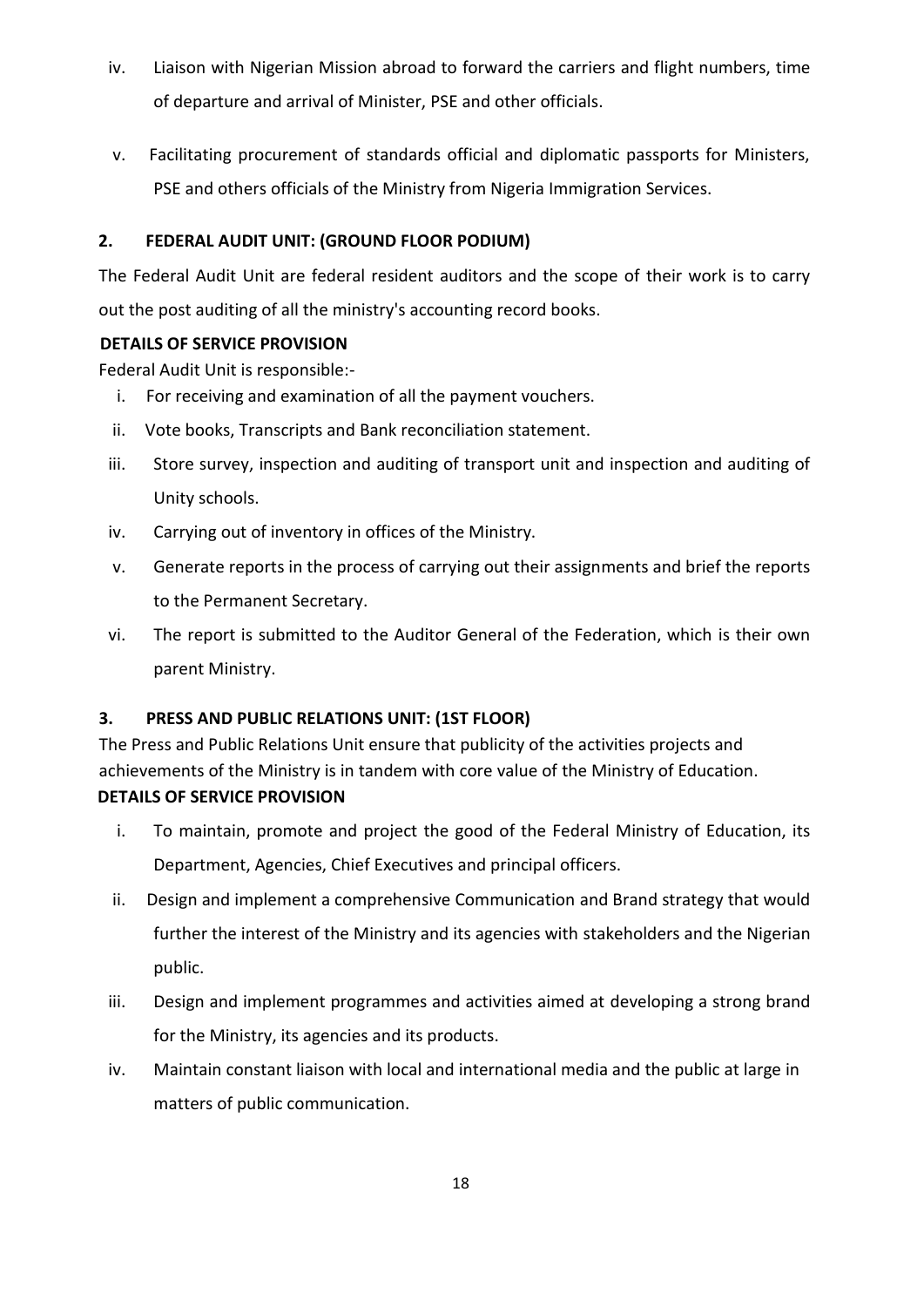iv. Liaison with Nigerian Mission abroad to forward the carriers and flight numbers, time of departure and arrival of Minister, PSE and other officials.

v. Facilitating procurement of standards official and diplomatic passports for Ministers, PSE and others officials of the Ministry from Nigeria Immigration Services.

## 2. FEDERAL AUDIT UNIT: (GROUND FLOOR PODIUM)

The Federal Audit Unit are federal resident auditors and the scope of their work is to carry out the post auditing of all the ministry's accounting record books.

**DETAILS OF SERVICE PROVISION**

Federal Audit Unit is responsible:-

i. For receiving and examination of all the payment vouchers.
ii. Vote books, Transcripts and Bank reconciliation statement.
iii. Store survey, inspection and auditing of transport unit and inspection and auditing of Unity schools.
iv. Carrying out of inventory in offices of the Ministry.
v. Generate reports in the process of carrying out their assignments and brief the reports to the Permanent Secretary.
vi. The report is submitted to the Auditor General of the Federation, which is their own parent Ministry.

## 3. PRESS AND PUBLIC RELATIONS UNIT: (1ST FLOOR)

The Press and Public Relations Unit ensure that publicity of the activities projects and achievements of the Ministry is in tandem with core value of the Ministry of Education.

**DETAILS OF SERVICE PROVISION**

i. To maintain, promote and project the good of the Federal Ministry of Education, its Department, Agencies, Chief Executives and principal officers.
ii. Design and implement a comprehensive Communication and Brand strategy that would further the interest of the Ministry and its agencies with stakeholders and the Nigerian public.
iii. Design and implement programmes and activities aimed at developing a strong brand for the Ministry, its agencies and its products.
iv. Maintain constant liaison with local and international media and the public at large in matters of public communication.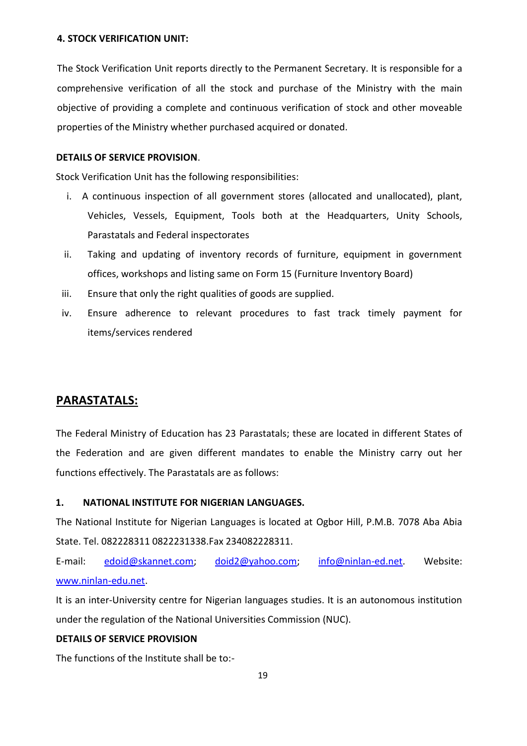#### 4. STOCK VERIFICATION UNIT:

The Stock Verification Unit reports directly to the Permanent Secretary. It is responsible for a comprehensive verification of all the stock and purchase of the Ministry with the main objective of providing a complete and continuous verification of stock and other moveable properties of the Ministry whether purchased acquired or donated.

**DETAILS OF SERVICE PROVISION**.

Stock Verification Unit has the following responsibilities:

i. A continuous inspection of all government stores (allocated and unallocated), plant, Vehicles, Vessels, Equipment, Tools both at the Headquarters, Unity Schools, Parastatals and Federal inspectorates
ii. Taking and updating of inventory records of furniture, equipment in government offices, workshops and listing same on Form 15 (Furniture Inventory Board)
iii. Ensure that only the right qualities of goods are supplied.
iv. Ensure adherence to relevant procedures to fast track timely payment for items/services rendered

## PARASTATALS:

The Federal Ministry of Education has 23 Parastatals; these are located in different States of the Federation and are given different mandates to enable the Ministry carry out her functions effectively. The Parastatals are as follows:

#### 1. NATIONAL INSTITUTE FOR NIGERIAN LANGUAGES.

The National Institute for Nigerian Languages is located at Ogbor Hill, P.M.B. 7078 Aba Abia State. Tel. 082228311 0822231338.Fax 234082228311.

E-mail: edoid@skannet.com; doid2@yahoo.com; info@ninlan-ed.net. Website: www.ninlan-edu.net.

It is an inter-University centre for Nigerian languages studies. It is an autonomous institution under the regulation of the National Universities Commission (NUC).

**DETAILS OF SERVICE PROVISION**

The functions of the Institute shall be to:-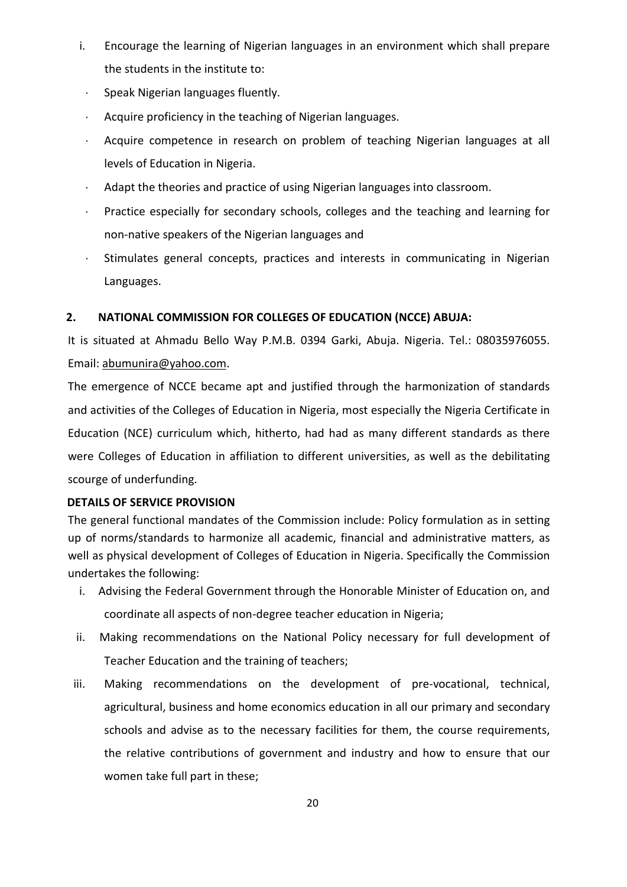i. Encourage the learning of Nigerian languages in an environment which shall prepare the students in the institute to:

- Speak Nigerian languages fluently.
- Acquire proficiency in the teaching of Nigerian languages.
- Acquire competence in research on problem of teaching Nigerian languages at all levels of Education in Nigeria.
- Adapt the theories and practice of using Nigerian languages into classroom.
- Practice especially for secondary schools, colleges and the teaching and learning for non-native speakers of the Nigerian languages and
- Stimulates general concepts, practices and interests in communicating in Nigerian Languages.

## 2. NATIONAL COMMISSION FOR COLLEGES OF EDUCATION (NCCE) ABUJA:

It is situated at Ahmadu Bello Way P.M.B. 0394 Garki, Abuja. Nigeria. Tel.: 08035976055. Email: abumunira@yahoo.com.

The emergence of NCCE became apt and justified through the harmonization of standards and activities of the Colleges of Education in Nigeria, most especially the Nigeria Certificate in Education (NCE) curriculum which, hitherto, had had as many different standards as there were Colleges of Education in affiliation to different universities, as well as the debilitating scourge of underfunding.

**DETAILS OF SERVICE PROVISION**

The general functional mandates of the Commission include: Policy formulation as in setting up of norms/standards to harmonize all academic, financial and administrative matters, as well as physical development of Colleges of Education in Nigeria. Specifically the Commission undertakes the following:

i. Advising the Federal Government through the Honorable Minister of Education on, and coordinate all aspects of non-degree teacher education in Nigeria;

ii. Making recommendations on the National Policy necessary for full development of Teacher Education and the training of teachers;

iii. Making recommendations on the development of pre-vocational, technical, agricultural, business and home economics education in all our primary and secondary schools and advise as to the necessary facilities for them, the course requirements, the relative contributions of government and industry and how to ensure that our women take full part in these;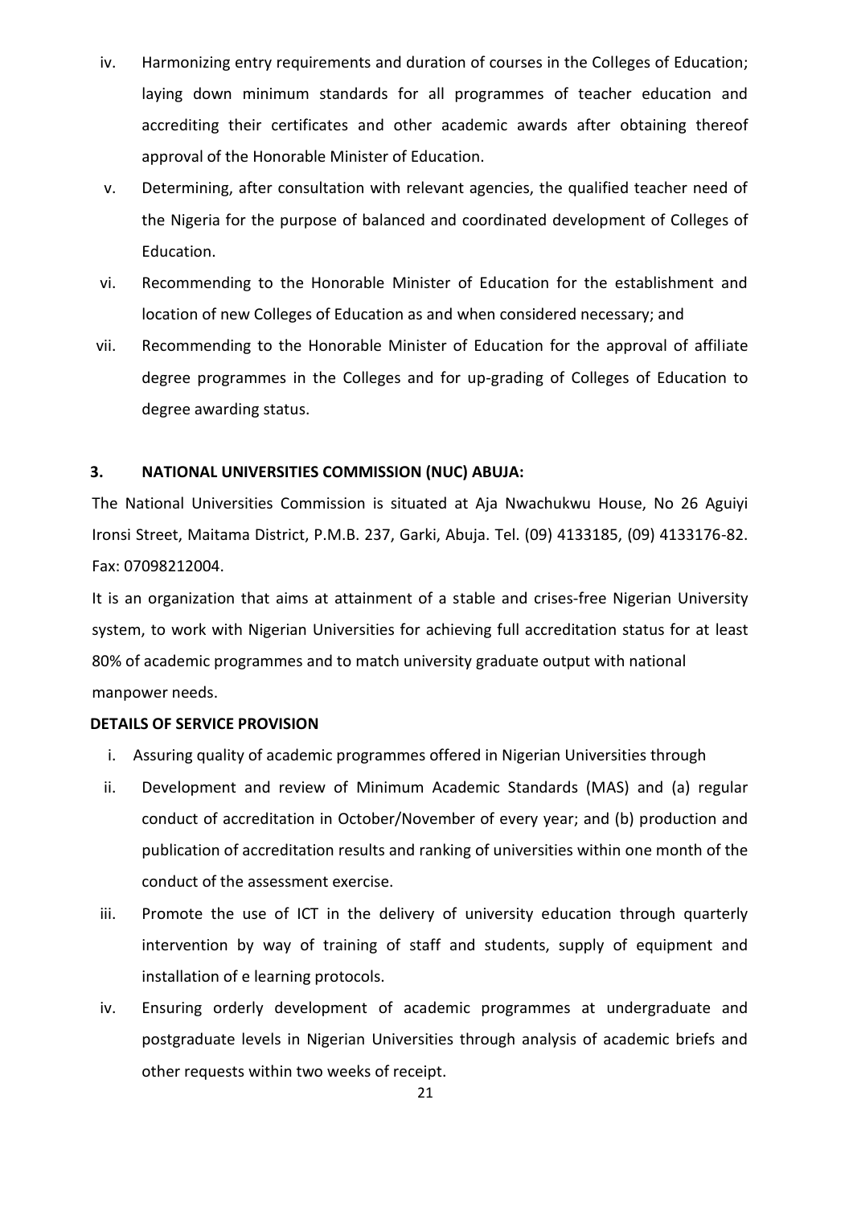iv. Harmonizing entry requirements and duration of courses in the Colleges of Education; laying down minimum standards for all programmes of teacher education and accrediting their certificates and other academic awards after obtaining thereof approval of the Honorable Minister of Education.

v. Determining, after consultation with relevant agencies, the qualified teacher need of the Nigeria for the purpose of balanced and coordinated development of Colleges of Education.

vi. Recommending to the Honorable Minister of Education for the establishment and location of new Colleges of Education as and when considered necessary; and

vii. Recommending to the Honorable Minister of Education for the approval of affiliate degree programmes in the Colleges and for up-grading of Colleges of Education to degree awarding status.

### 3. NATIONAL UNIVERSITIES COMMISSION (NUC) ABUJA:

The National Universities Commission is situated at Aja Nwachukwu House, No 26 Aguiyi Ironsi Street, Maitama District, P.M.B. 237, Garki, Abuja. Tel. (09) 4133185, (09) 4133176-82. Fax: 07098212004.

It is an organization that aims at attainment of a stable and crises-free Nigerian University system, to work with Nigerian Universities for achieving full accreditation status for at least 80% of academic programmes and to match university graduate output with national manpower needs.

**DETAILS OF SERVICE PROVISION**

i. Assuring quality of academic programmes offered in Nigerian Universities through

ii. Development and review of Minimum Academic Standards (MAS) and (a) regular conduct of accreditation in October/November of every year; and (b) production and publication of accreditation results and ranking of universities within one month of the conduct of the assessment exercise.

iii. Promote the use of ICT in the delivery of university education through quarterly intervention by way of training of staff and students, supply of equipment and installation of e learning protocols.

iv. Ensuring orderly development of academic programmes at undergraduate and postgraduate levels in Nigerian Universities through analysis of academic briefs and other requests within two weeks of receipt.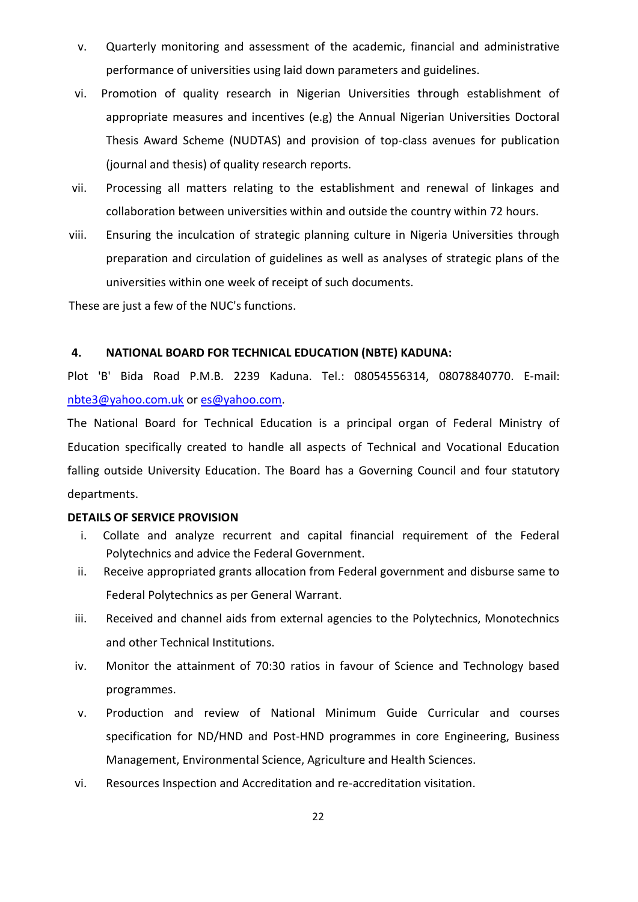v. Quarterly monitoring and assessment of the academic, financial and administrative performance of universities using laid down parameters and guidelines.

vi. Promotion of quality research in Nigerian Universities through establishment of appropriate measures and incentives (e.g) the Annual Nigerian Universities Doctoral Thesis Award Scheme (NUDTAS) and provision of top-class avenues for publication (journal and thesis) of quality research reports.

vii. Processing all matters relating to the establishment and renewal of linkages and collaboration between universities within and outside the country within 72 hours.

viii. Ensuring the inculcation of strategic planning culture in Nigeria Universities through preparation and circulation of guidelines as well as analyses of strategic plans of the universities within one week of receipt of such documents.

These are just a few of the NUC's functions.

**4. NATIONAL BOARD FOR TECHNICAL EDUCATION (NBTE) KADUNA:**

Plot 'B' Bida Road P.M.B. 2239 Kaduna. Tel.: 08054556314, 08078840770. E-mail: nbte3@yahoo.com.uk or es@yahoo.com.

The National Board for Technical Education is a principal organ of Federal Ministry of Education specifically created to handle all aspects of Technical and Vocational Education falling outside University Education. The Board has a Governing Council and four statutory departments.

**DETAILS OF SERVICE PROVISION**

i. Collate and analyze recurrent and capital financial requirement of the Federal Polytechnics and advice the Federal Government.

ii. Receive appropriated grants allocation from Federal government and disburse same to Federal Polytechnics as per General Warrant.

iii. Received and channel aids from external agencies to the Polytechnics, Monotechnics and other Technical Institutions.

iv. Monitor the attainment of 70:30 ratios in favour of Science and Technology based programmes.

v. Production and review of National Minimum Guide Curricular and courses specification for ND/HND and Post-HND programmes in core Engineering, Business Management, Environmental Science, Agriculture and Health Sciences.

vi. Resources Inspection and Accreditation and re-accreditation visitation.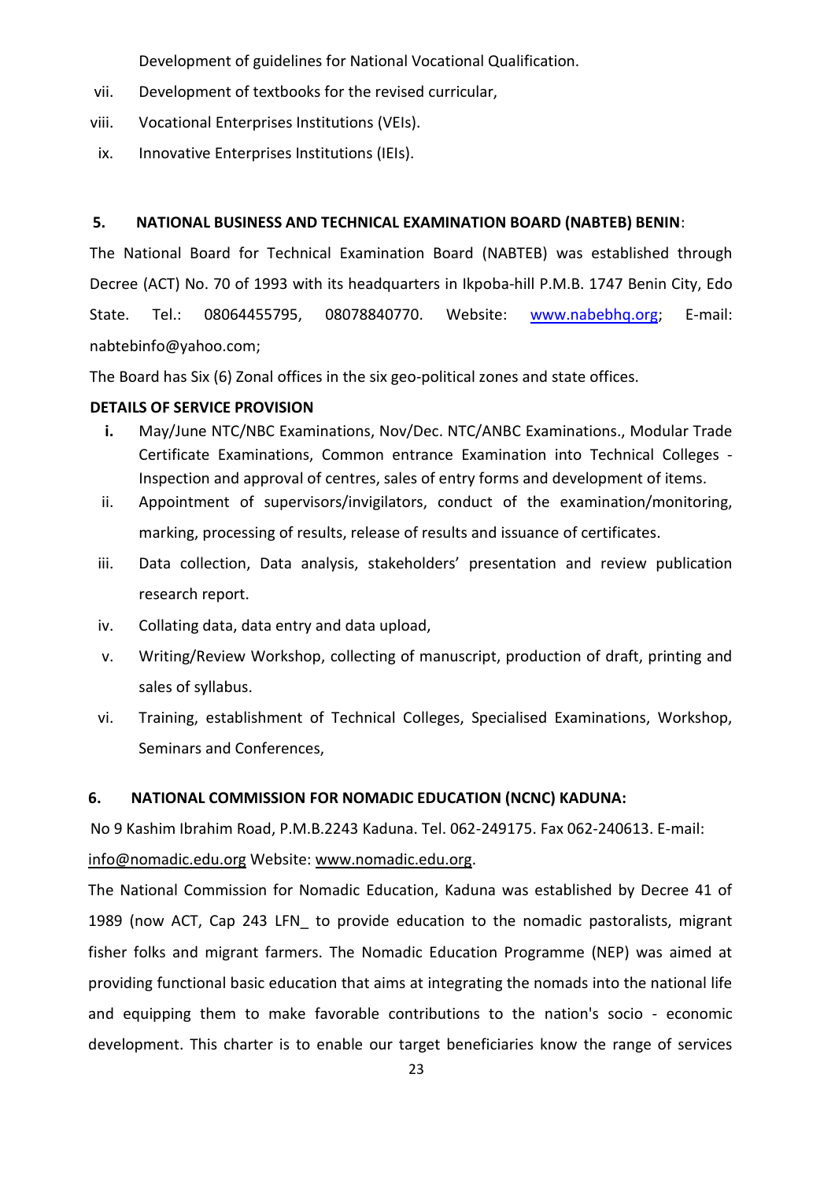Development of guidelines for National Vocational Qualification.

vii. Development of textbooks for the revised curricular,

viii. Vocational Enterprises Institutions (VEIs).

ix. Innovative Enterprises Institutions (IEIs).

**5. NATIONAL BUSINESS AND TECHNICAL EXAMINATION BOARD (NABTEB) BENIN**:

The National Board for Technical Examination Board (NABTEB) was established through Decree (ACT) No. 70 of 1993 with its headquarters in Ikpoba-hill P.M.B. 1747 Benin City, Edo State. Tel.: 08064455795, 08078840770. Website: www.nabebhq.org; E-mail: nabtebinfo@yahoo.com;

The Board has Six (6) Zonal offices in the six geo-political zones and state offices.

**DETAILS OF SERVICE PROVISION**

**i.** May/June NTC/NBC Examinations, Nov/Dec. NTC/ANBC Examinations., Modular Trade Certificate Examinations, Common entrance Examination into Technical Colleges - Inspection and approval of centres, sales of entry forms and development of items.

ii. Appointment of supervisors/invigilators, conduct of the examination/monitoring, marking, processing of results, release of results and issuance of certificates.

iii. Data collection, Data analysis, stakeholders' presentation and review publication research report.

iv. Collating data, data entry and data upload,

v. Writing/Review Workshop, collecting of manuscript, production of draft, printing and sales of syllabus.

vi. Training, establishment of Technical Colleges, Specialised Examinations, Workshop, Seminars and Conferences,

**6. NATIONAL COMMISSION FOR NOMADIC EDUCATION (NCNC) KADUNA:**

No 9 Kashim Ibrahim Road, P.M.B.2243 Kaduna. Tel. 062-249175. Fax 062-240613. E-mail: info@nomadic.edu.org Website: www.nomadic.edu.org.

The National Commission for Nomadic Education, Kaduna was established by Decree 41 of 1989 (now ACT, Cap 243 LFN_ to provide education to the nomadic pastoralists, migrant fisher folks and migrant farmers. The Nomadic Education Programme (NEP) was aimed at providing functional basic education that aims at integrating the nomads into the national life and equipping them to make favorable contributions to the nation's socio - economic development. This charter is to enable our target beneficiaries know the range of services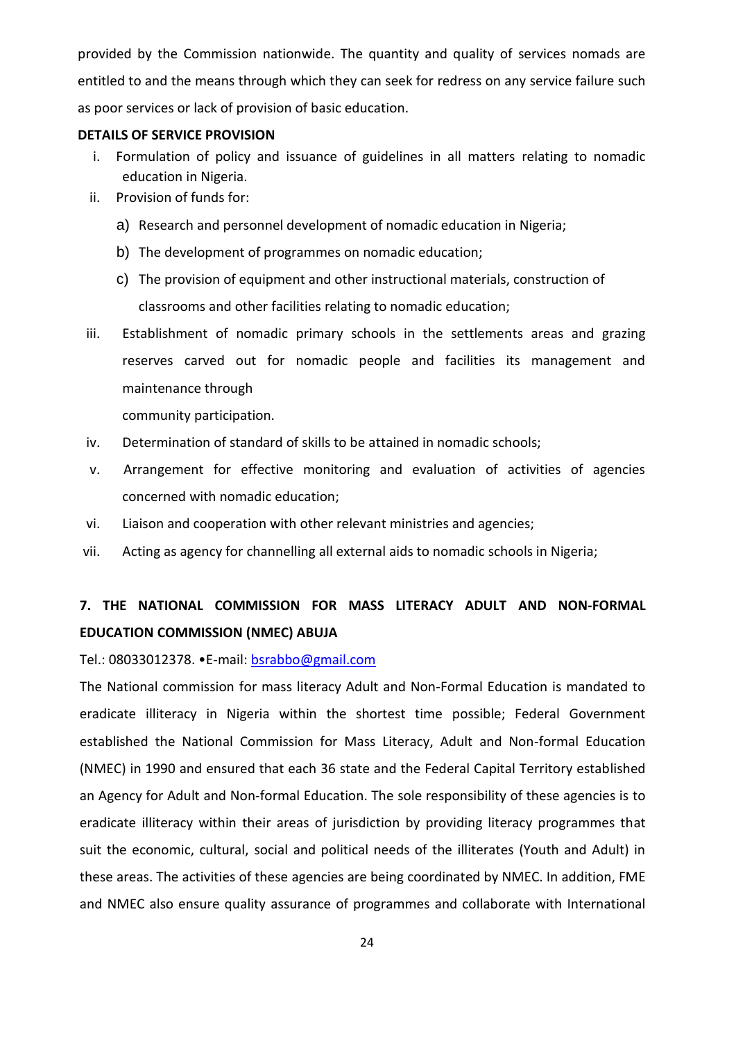provided by the Commission nationwide. The quantity and quality of services nomads are entitled to and the means through which they can seek for redress on any service failure such as poor services or lack of provision of basic education.

**DETAILS OF SERVICE PROVISION**

i. Formulation of policy and issuance of guidelines in all matters relating to nomadic education in Nigeria.

ii. Provision of funds for:

   a) Research and personnel development of nomadic education in Nigeria;

   b) The development of programmes on nomadic education;

   c) The provision of equipment and other instructional materials, construction of classrooms and other facilities relating to nomadic education;

iii. Establishment of nomadic primary schools in the settlements areas and grazing reserves carved out for nomadic people and facilities its management and maintenance through community participation.

iv. Determination of standard of skills to be attained in nomadic schools;

v. Arrangement for effective monitoring and evaluation of activities of agencies concerned with nomadic education;

vi. Liaison and cooperation with other relevant ministries and agencies;

vii. Acting as agency for channelling all external aids to nomadic schools in Nigeria;

## 7. THE NATIONAL COMMISSION FOR MASS LITERACY ADULT AND NON-FORMAL EDUCATION COMMISSION (NMEC) ABUJA

Tel.: 08033012378. •E-mail: bsrabbo@gmail.com

The National commission for mass literacy Adult and Non-Formal Education is mandated to eradicate illiteracy in Nigeria within the shortest time possible; Federal Government established the National Commission for Mass Literacy, Adult and Non-formal Education (NMEC) in 1990 and ensured that each 36 state and the Federal Capital Territory established an Agency for Adult and Non-formal Education. The sole responsibility of these agencies is to eradicate illiteracy within their areas of jurisdiction by providing literacy programmes that suit the economic, cultural, social and political needs of the illiterates (Youth and Adult) in these areas. The activities of these agencies are being coordinated by NMEC. In addition, FME and NMEC also ensure quality assurance of programmes and collaborate with International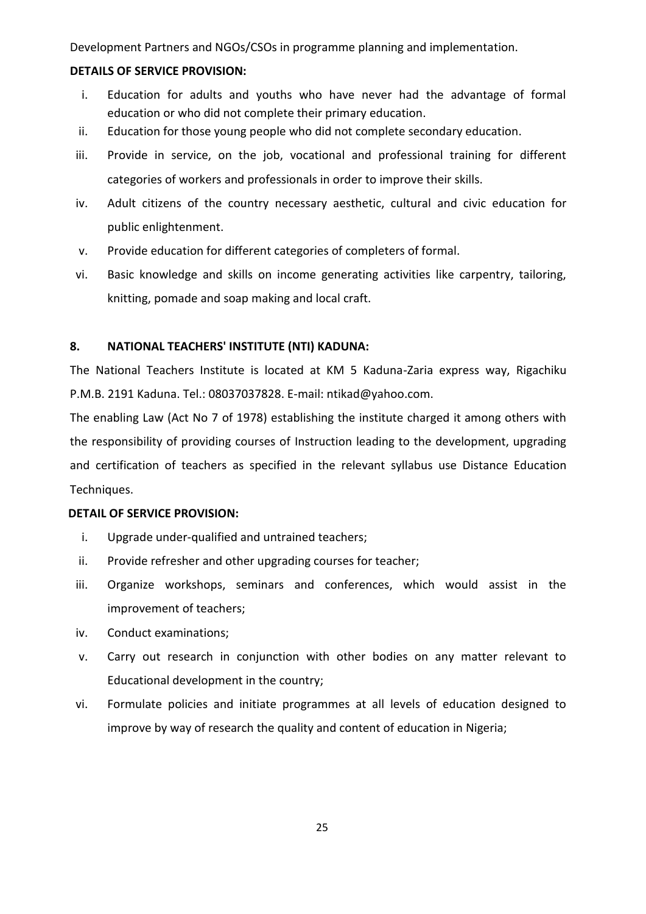Development Partners and NGOs/CSOs in programme planning and implementation.

**DETAILS OF SERVICE PROVISION:**

i. Education for adults and youths who have never had the advantage of formal education or who did not complete their primary education.

ii. Education for those young people who did not complete secondary education.

iii. Provide in service, on the job, vocational and professional training for different categories of workers and professionals in order to improve their skills.

iv. Adult citizens of the country necessary aesthetic, cultural and civic education for public enlightenment.

v. Provide education for different categories of completers of formal.

vi. Basic knowledge and skills on income generating activities like carpentry, tailoring, knitting, pomade and soap making and local craft.

## 8. NATIONAL TEACHERS' INSTITUTE (NTI) KADUNA:

The National Teachers Institute is located at KM 5 Kaduna-Zaria express way, Rigachiku P.M.B. 2191 Kaduna. Tel.: 08037037828. E-mail: ntikad@yahoo.com.

The enabling Law (Act No 7 of 1978) establishing the institute charged it among others with the responsibility of providing courses of Instruction leading to the development, upgrading and certification of teachers as specified in the relevant syllabus use Distance Education Techniques.

**DETAIL OF SERVICE PROVISION:**

i. Upgrade under-qualified and untrained teachers;

ii. Provide refresher and other upgrading courses for teacher;

iii. Organize workshops, seminars and conferences, which would assist in the improvement of teachers;

iv. Conduct examinations;

v. Carry out research in conjunction with other bodies on any matter relevant to Educational development in the country;

vi. Formulate policies and initiate programmes at all levels of education designed to improve by way of research the quality and content of education in Nigeria;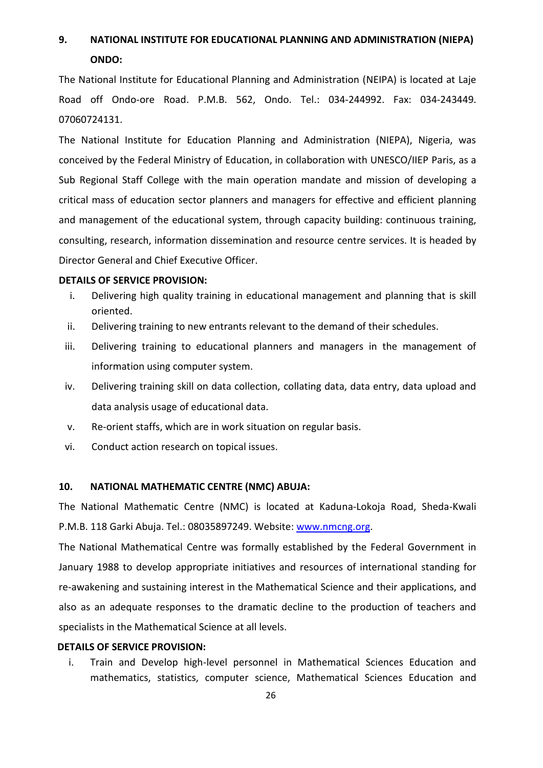## 9. NATIONAL INSTITUTE FOR EDUCATIONAL PLANNING AND ADMINISTRATION (NIEPA) ONDO:

The National Institute for Educational Planning and Administration (NEIPA) is located at Laje Road off Ondo-ore Road. P.M.B. 562, Ondo. Tel.: 034-244992. Fax: 034-243449. 07060724131.

The National Institute for Education Planning and Administration (NIEPA), Nigeria, was conceived by the Federal Ministry of Education, in collaboration with UNESCO/IIEP Paris, as a Sub Regional Staff College with the main operation mandate and mission of developing a critical mass of education sector planners and managers for effective and efficient planning and management of the educational system, through capacity building: continuous training, consulting, research, information dissemination and resource centre services. It is headed by Director General and Chief Executive Officer.

**DETAILS OF SERVICE PROVISION:**

i. Delivering high quality training in educational management and planning that is skill oriented.
ii. Delivering training to new entrants relevant to the demand of their schedules.
iii. Delivering training to educational planners and managers in the management of information using computer system.
iv. Delivering training skill on data collection, collating data, data entry, data upload and data analysis usage of educational data.
v. Re-orient staffs, which are in work situation on regular basis.
vi. Conduct action research on topical issues.

## 10. NATIONAL MATHEMATIC CENTRE (NMC) ABUJA:

The National Mathematic Centre (NMC) is located at Kaduna-Lokoja Road, Sheda-Kwali P.M.B. 118 Garki Abuja. Tel.: 08035897249. Website: www.nmcng.org.

The National Mathematical Centre was formally established by the Federal Government in January 1988 to develop appropriate initiatives and resources of international standing for re-awakening and sustaining interest in the Mathematical Science and their applications, and also as an adequate responses to the dramatic decline to the production of teachers and specialists in the Mathematical Science at all levels.

**DETAILS OF SERVICE PROVISION:**

i. Train and Develop high-level personnel in Mathematical Sciences Education and mathematics, statistics, computer science, Mathematical Sciences Education and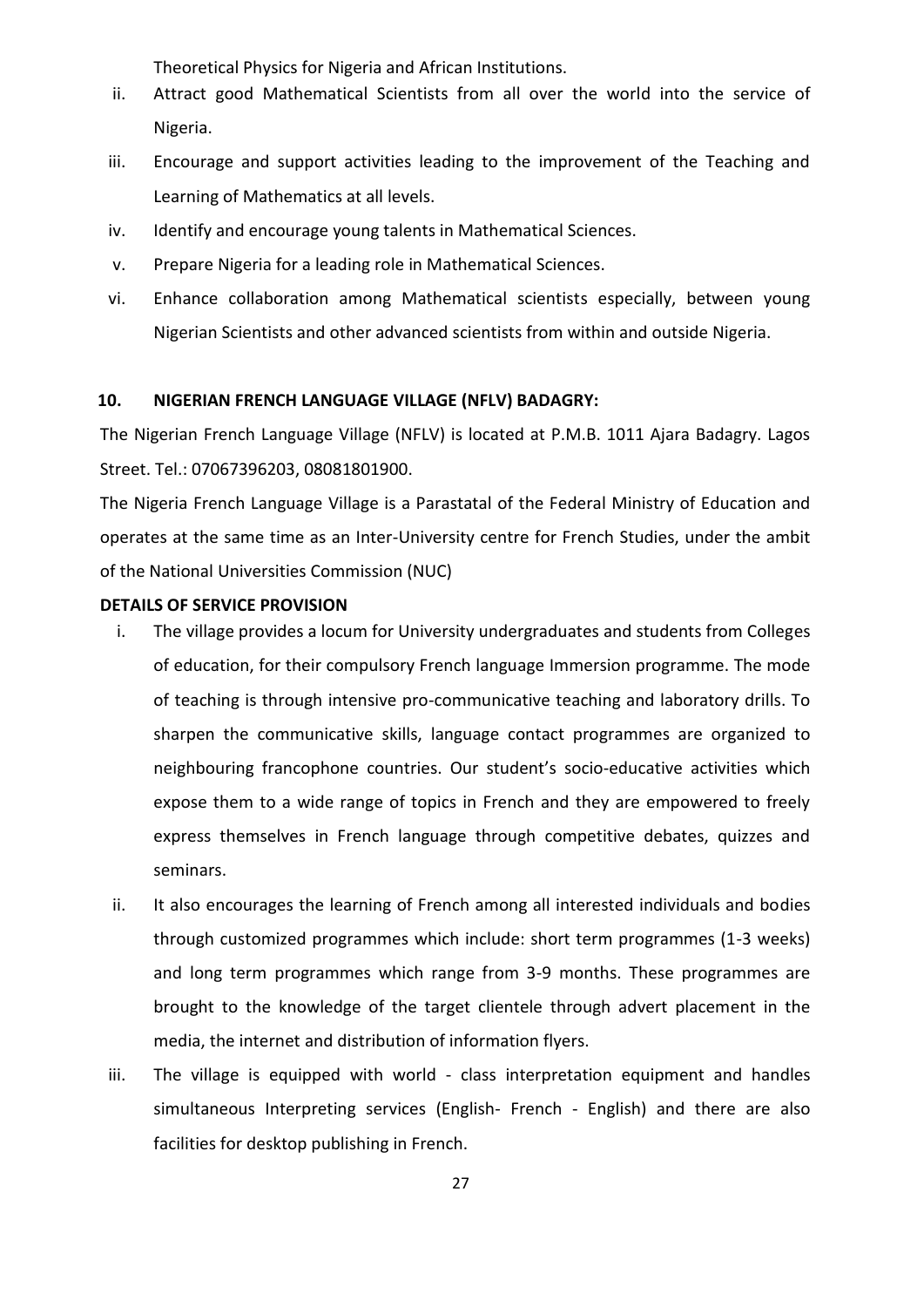Theoretical Physics for Nigeria and African Institutions.

ii. Attract good Mathematical Scientists from all over the world into the service of Nigeria.
iii. Encourage and support activities leading to the improvement of the Teaching and Learning of Mathematics at all levels.
iv. Identify and encourage young talents in Mathematical Sciences.
v. Prepare Nigeria for a leading role in Mathematical Sciences.
vi. Enhance collaboration among Mathematical scientists especially, between young Nigerian Scientists and other advanced scientists from within and outside Nigeria.

### 10. NIGERIAN FRENCH LANGUAGE VILLAGE (NFLV) BADAGRY:

The Nigerian French Language Village (NFLV) is located at P.M.B. 1011 Ajara Badagry. Lagos Street. Tel.: 07067396203, 08081801900.

The Nigeria French Language Village is a Parastatal of the Federal Ministry of Education and operates at the same time as an Inter-University centre for French Studies, under the ambit of the National Universities Commission (NUC)

**DETAILS OF SERVICE PROVISION**

i. The village provides a locum for University undergraduates and students from Colleges of education, for their compulsory French language Immersion programme. The mode of teaching is through intensive pro-communicative teaching and laboratory drills. To sharpen the communicative skills, language contact programmes are organized to neighbouring francophone countries. Our student's socio-educative activities which expose them to a wide range of topics in French and they are empowered to freely express themselves in French language through competitive debates, quizzes and seminars.
ii. It also encourages the learning of French among all interested individuals and bodies through customized programmes which include: short term programmes (1-3 weeks) and long term programmes which range from 3-9 months. These programmes are brought to the knowledge of the target clientele through advert placement in the media, the internet and distribution of information flyers.
iii. The village is equipped with world - class interpretation equipment and handles simultaneous Interpreting services (English- French - English) and there are also facilities for desktop publishing in French.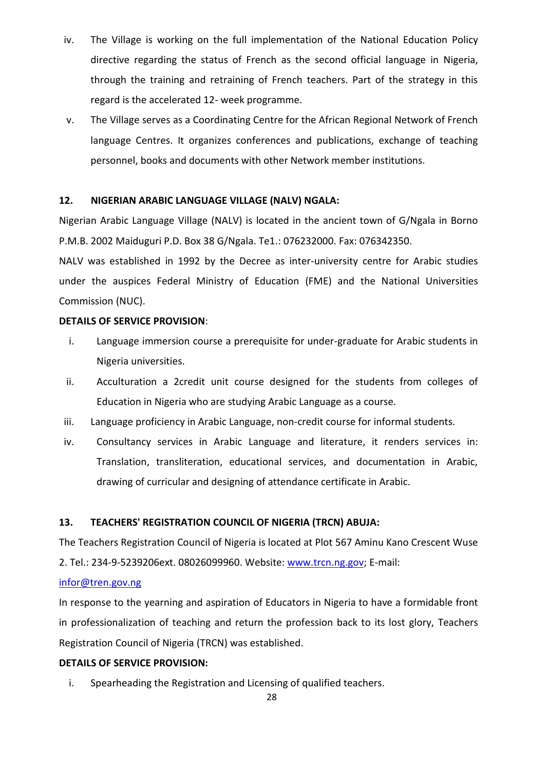iv. The Village is working on the full implementation of the National Education Policy directive regarding the status of French as the second official language in Nigeria, through the training and retraining of French teachers. Part of the strategy in this regard is the accelerated 12- week programme.

v. The Village serves as a Coordinating Centre for the African Regional Network of French language Centres. It organizes conferences and publications, exchange of teaching personnel, books and documents with other Network member institutions.

### 12. NIGERIAN ARABIC LANGUAGE VILLAGE (NALV) NGALA:

Nigerian Arabic Language Village (NALV) is located in the ancient town of G/Ngala in Borno P.M.B. 2002 Maiduguri P.D. Box 38 G/Ngala. Te1.: 076232000. Fax: 076342350.

NALV was established in 1992 by the Decree as inter-university centre for Arabic studies under the auspices Federal Ministry of Education (FME) and the National Universities Commission (NUC).

**DETAILS OF SERVICE PROVISION**:

i. Language immersion course a prerequisite for under-graduate for Arabic students in Nigeria universities.

ii. Acculturation a 2credit unit course designed for the students from colleges of Education in Nigeria who are studying Arabic Language as a course.

iii. Language proficiency in Arabic Language, non-credit course for informal students.

iv. Consultancy services in Arabic Language and literature, it renders services in: Translation, transliteration, educational services, and documentation in Arabic, drawing of curricular and designing of attendance certificate in Arabic.

### 13. TEACHERS' REGISTRATION COUNCIL OF NIGERIA (TRCN) ABUJA:

The Teachers Registration Council of Nigeria is located at Plot 567 Aminu Kano Crescent Wuse 2. Tel.: 234-9-5239206ext. 08026099960. Website: www.trcn.ng.gov; E-mail: infor@tren.gov.ng

In response to the yearning and aspiration of Educators in Nigeria to have a formidable front in professionalization of teaching and return the profession back to its lost glory, Teachers Registration Council of Nigeria (TRCN) was established.

**DETAILS OF SERVICE PROVISION:**

i. Spearheading the Registration and Licensing of qualified teachers.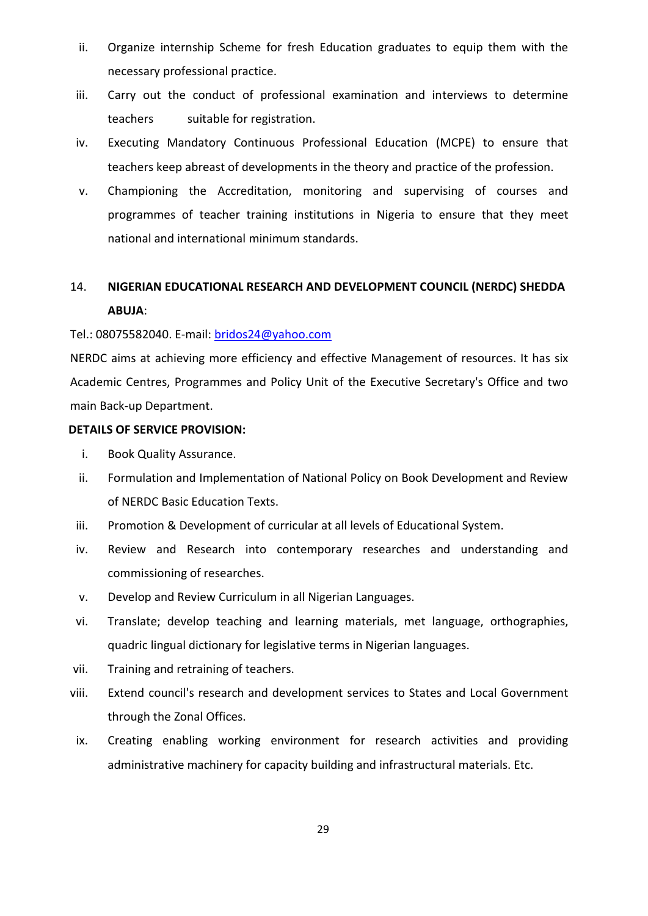ii. Organize internship Scheme for fresh Education graduates to equip them with the necessary professional practice.

iii. Carry out the conduct of professional examination and interviews to determine teachers suitable for registration.

iv. Executing Mandatory Continuous Professional Education (MCPE) to ensure that teachers keep abreast of developments in the theory and practice of the profession.

v. Championing the Accreditation, monitoring and supervising of courses and programmes of teacher training institutions in Nigeria to ensure that they meet national and international minimum standards.

14. **NIGERIAN EDUCATIONAL RESEARCH AND DEVELOPMENT COUNCIL (NERDC) SHEDDA ABUJA**:

Tel.: 08075582040. E-mail: bridos24@yahoo.com

NERDC aims at achieving more efficiency and effective Management of resources. It has six Academic Centres, Programmes and Policy Unit of the Executive Secretary's Office and two main Back-up Department.

**DETAILS OF SERVICE PROVISION:**

i. Book Quality Assurance.

ii. Formulation and Implementation of National Policy on Book Development and Review of NERDC Basic Education Texts.

iii. Promotion & Development of curricular at all levels of Educational System.

iv. Review and Research into contemporary researches and understanding and commissioning of researches.

v. Develop and Review Curriculum in all Nigerian Languages.

vi. Translate; develop teaching and learning materials, met language, orthographies, quadric lingual dictionary for legislative terms in Nigerian languages.

vii. Training and retraining of teachers.

viii. Extend council's research and development services to States and Local Government through the Zonal Offices.

ix. Creating enabling working environment for research activities and providing administrative machinery for capacity building and infrastructural materials. Etc.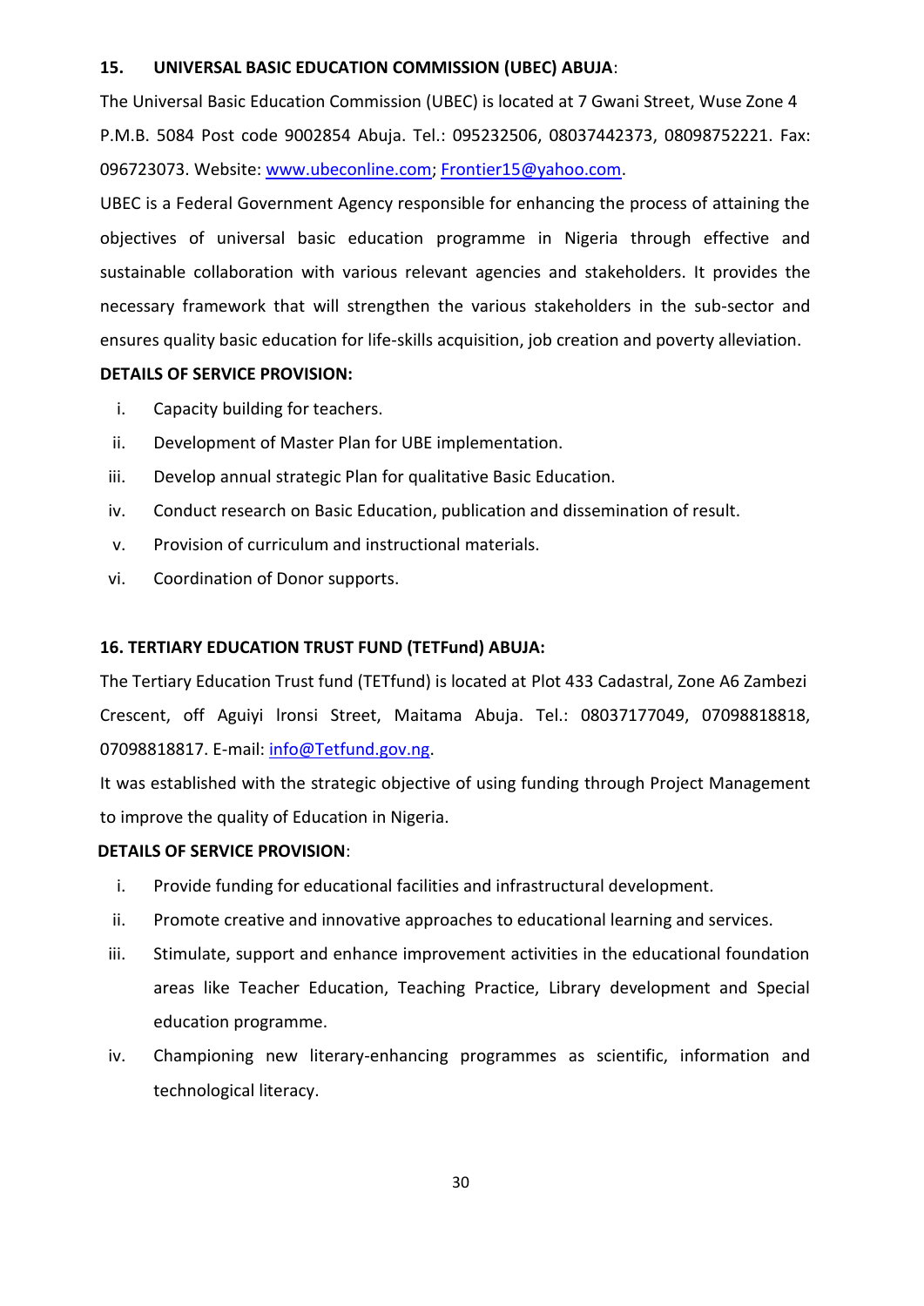**15. UNIVERSAL BASIC EDUCATION COMMISSION (UBEC) ABUJA**:

The Universal Basic Education Commission (UBEC) is located at 7 Gwani Street, Wuse Zone 4 P.M.B. 5084 Post code 9002854 Abuja. Tel.: 095232506, 08037442373, 08098752221. Fax: 096723073. Website: www.ubeconline.com; Frontier15@yahoo.com.

UBEC is a Federal Government Agency responsible for enhancing the process of attaining the objectives of universal basic education programme in Nigeria through effective and sustainable collaboration with various relevant agencies and stakeholders. It provides the necessary framework that will strengthen the various stakeholders in the sub-sector and ensures quality basic education for life-skills acquisition, job creation and poverty alleviation.

**DETAILS OF SERVICE PROVISION:**

i. Capacity building for teachers.
ii. Development of Master Plan for UBE implementation.
iii. Develop annual strategic Plan for qualitative Basic Education.
iv. Conduct research on Basic Education, publication and dissemination of result.
v. Provision of curriculum and instructional materials.
vi. Coordination of Donor supports.

**16. TERTIARY EDUCATION TRUST FUND (TETFund) ABUJA:**

The Tertiary Education Trust fund (TETfund) is located at Plot 433 Cadastral, Zone A6 Zambezi Crescent, off Aguiyi lronsi Street, Maitama Abuja. Tel.: 08037177049, 07098818818, 07098818817. E-mail: info@Tetfund.gov.ng.

It was established with the strategic objective of using funding through Project Management to improve the quality of Education in Nigeria.

**DETAILS OF SERVICE PROVISION**:

i. Provide funding for educational facilities and infrastructural development.
ii. Promote creative and innovative approaches to educational learning and services.
iii. Stimulate, support and enhance improvement activities in the educational foundation areas like Teacher Education, Teaching Practice, Library development and Special education programme.
iv. Championing new literary-enhancing programmes as scientific, information and technological literacy.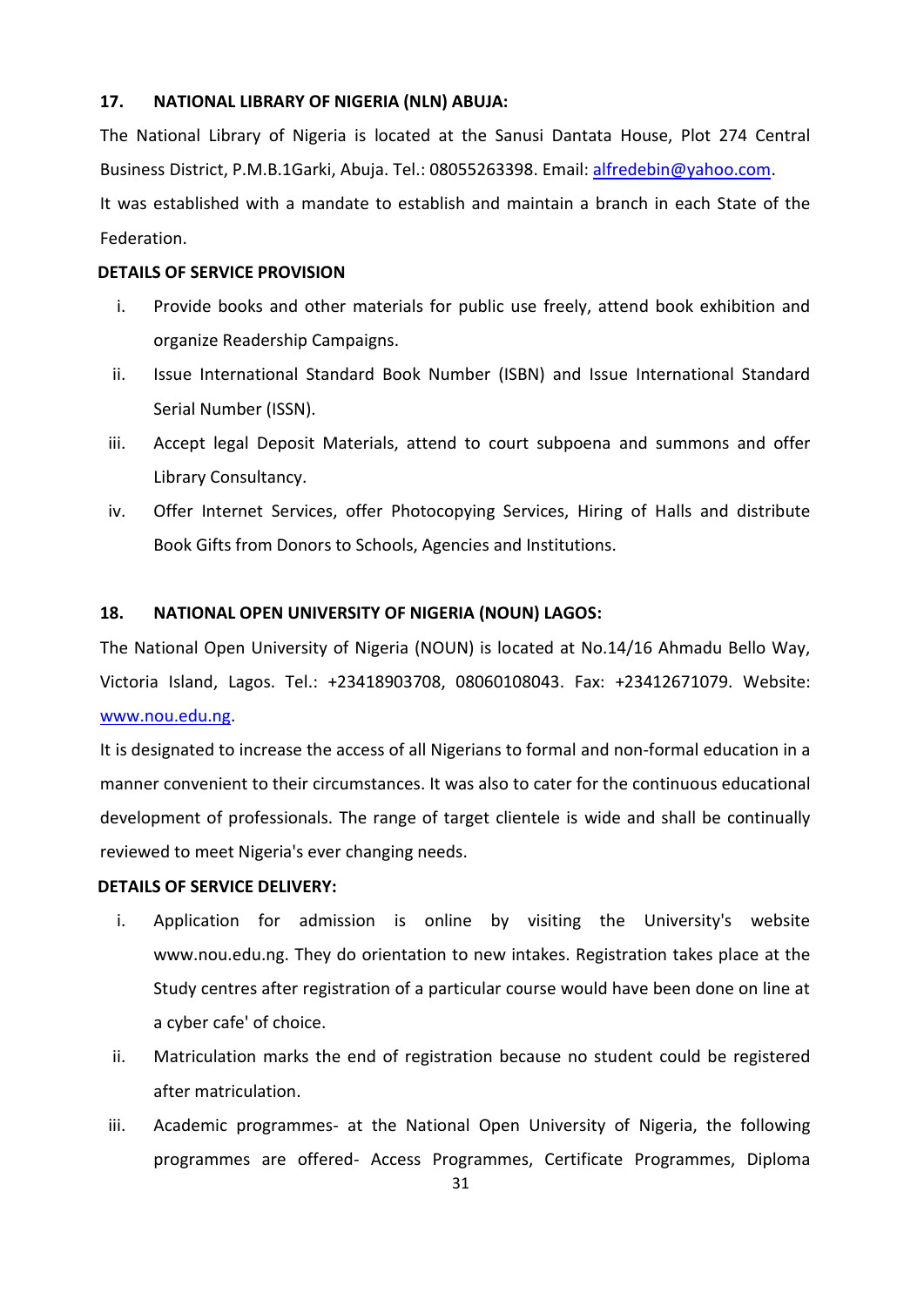**17. NATIONAL LIBRARY OF NIGERIA (NLN) ABUJA:**

The National Library of Nigeria is located at the Sanusi Dantata House, Plot 274 Central Business District, P.M.B.1Garki, Abuja. Tel.: 08055263398. Email: alfredebin@yahoo.com.

It was established with a mandate to establish and maintain a branch in each State of the Federation.

**DETAILS OF SERVICE PROVISION**

i. Provide books and other materials for public use freely, attend book exhibition and organize Readership Campaigns.

ii. Issue International Standard Book Number (ISBN) and Issue International Standard Serial Number (ISSN).

iii. Accept legal Deposit Materials, attend to court subpoena and summons and offer Library Consultancy.

iv. Offer Internet Services, offer Photocopying Services, Hiring of Halls and distribute Book Gifts from Donors to Schools, Agencies and Institutions.

**18. NATIONAL OPEN UNIVERSITY OF NIGERIA (NOUN) LAGOS:**

The National Open University of Nigeria (NOUN) is located at No.14/16 Ahmadu Bello Way, Victoria Island, Lagos. Tel.: +23418903708, 08060108043. Fax: +23412671079. Website: www.nou.edu.ng.

It is designated to increase the access of all Nigerians to formal and non-formal education in a manner convenient to their circumstances. It was also to cater for the continuous educational development of professionals. The range of target clientele is wide and shall be continually reviewed to meet Nigeria's ever changing needs.

**DETAILS OF SERVICE DELIVERY:**

i. Application for admission is online by visiting the University's website www.nou.edu.ng. They do orientation to new intakes. Registration takes place at the Study centres after registration of a particular course would have been done on line at a cyber cafe' of choice.

ii. Matriculation marks the end of registration because no student could be registered after matriculation.

iii. Academic programmes- at the National Open University of Nigeria, the following programmes are offered- Access Programmes, Certificate Programmes, Diploma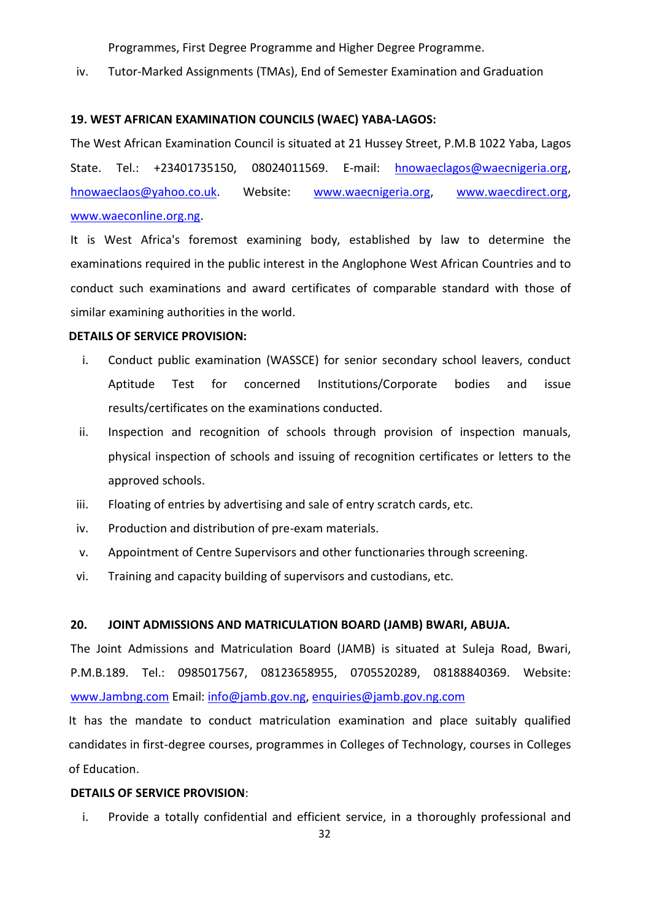Programmes, First Degree Programme and Higher Degree Programme.

iv. Tutor-Marked Assignments (TMAs), End of Semester Examination and Graduation

**19. WEST AFRICAN EXAMINATION COUNCILS (WAEC) YABA-LAGOS:**

The West African Examination Council is situated at 21 Hussey Street, P.M.B 1022 Yaba, Lagos State. Tel.: +23401735150, 08024011569. E-mail: hnowaeclagos@waecnigeria.org, hnowaeclaos@yahoo.co.uk. Website: www.waecnigeria.org, www.waecdirect.org, www.waeconline.org.ng.

It is West Africa's foremost examining body, established by law to determine the examinations required in the public interest in the Anglophone West African Countries and to conduct such examinations and award certificates of comparable standard with those of similar examining authorities in the world.

**DETAILS OF SERVICE PROVISION:**

i. Conduct public examination (WASSCE) for senior secondary school leavers, conduct Aptitude Test for concerned Institutions/Corporate bodies and issue results/certificates on the examinations conducted.
ii. Inspection and recognition of schools through provision of inspection manuals, physical inspection of schools and issuing of recognition certificates or letters to the approved schools.
iii. Floating of entries by advertising and sale of entry scratch cards, etc.
iv. Production and distribution of pre-exam materials.
v. Appointment of Centre Supervisors and other functionaries through screening.
vi. Training and capacity building of supervisors and custodians, etc.

**20. JOINT ADMISSIONS AND MATRICULATION BOARD (JAMB) BWARI, ABUJA.**

The Joint Admissions and Matriculation Board (JAMB) is situated at Suleja Road, Bwari, P.M.B.189. Tel.: 0985017567, 08123658955, 0705520289, 08188840369. Website: www.Jambng.com Email: info@jamb.gov.ng, enquiries@jamb.gov.ng.com

It has the mandate to conduct matriculation examination and place suitably qualified candidates in first-degree courses, programmes in Colleges of Technology, courses in Colleges of Education.

**DETAILS OF SERVICE PROVISION**:

i. Provide a totally confidential and efficient service, in a thoroughly professional and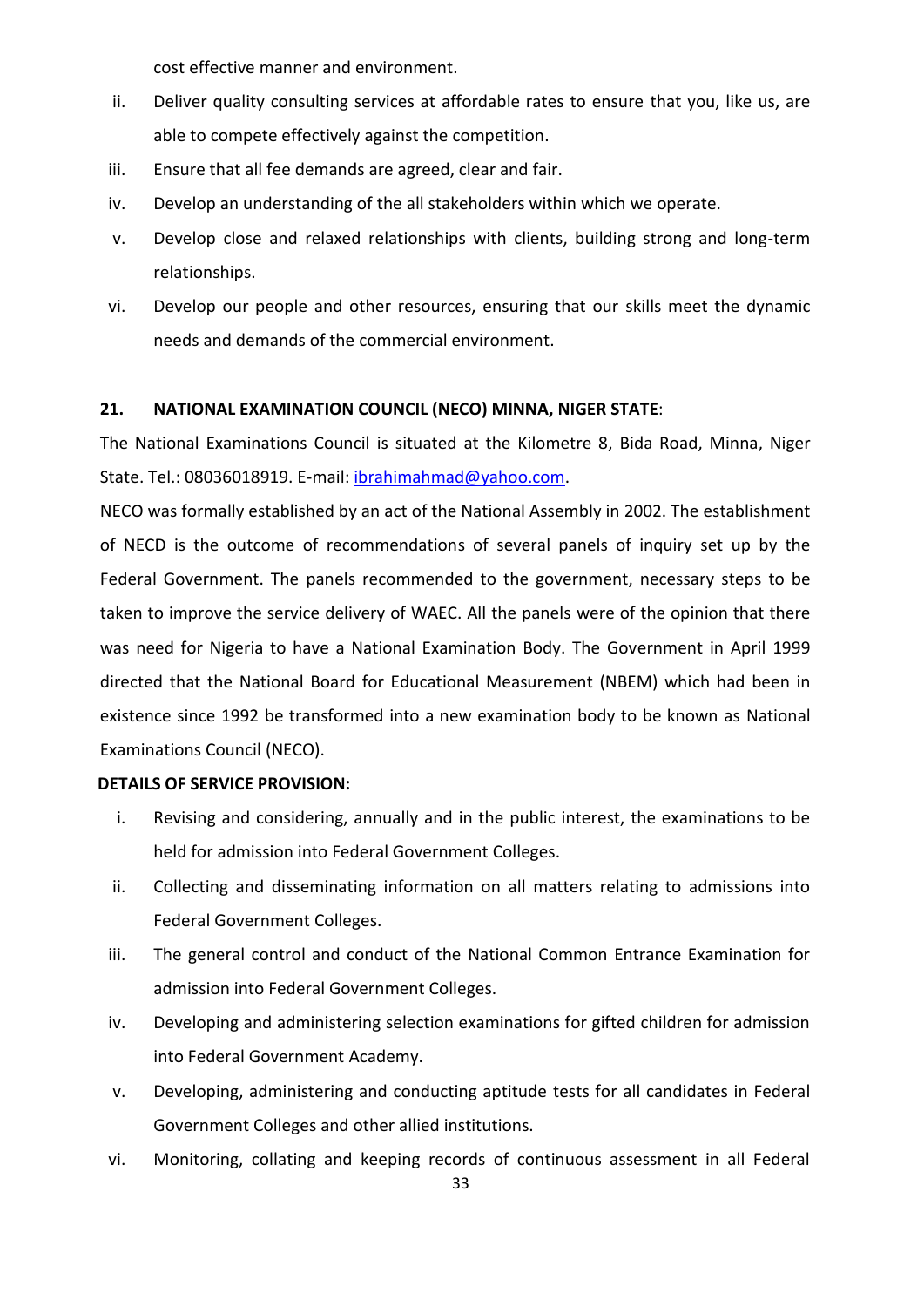cost effective manner and environment.

ii. Deliver quality consulting services at affordable rates to ensure that you, like us, are able to compete effectively against the competition.
iii. Ensure that all fee demands are agreed, clear and fair.
iv. Develop an understanding of the all stakeholders within which we operate.
v. Develop close and relaxed relationships with clients, building strong and long-term relationships.
vi. Develop our people and other resources, ensuring that our skills meet the dynamic needs and demands of the commercial environment.

**21. NATIONAL EXAMINATION COUNCIL (NECO) MINNA, NIGER STATE**:

The National Examinations Council is situated at the Kilometre 8, Bida Road, Minna, Niger State. Tel.: 08036018919. E-mail: ibrahimahmad@yahoo.com.

NECO was formally established by an act of the National Assembly in 2002. The establishment of NECD is the outcome of recommendations of several panels of inquiry set up by the Federal Government. The panels recommended to the government, necessary steps to be taken to improve the service delivery of WAEC. All the panels were of the opinion that there was need for Nigeria to have a National Examination Body. The Government in April 1999 directed that the National Board for Educational Measurement (NBEM) which had been in existence since 1992 be transformed into a new examination body to be known as National Examinations Council (NECO).

**DETAILS OF SERVICE PROVISION:**

i. Revising and considering, annually and in the public interest, the examinations to be held for admission into Federal Government Colleges.
ii. Collecting and disseminating information on all matters relating to admissions into Federal Government Colleges.
iii. The general control and conduct of the National Common Entrance Examination for admission into Federal Government Colleges.
iv. Developing and administering selection examinations for gifted children for admission into Federal Government Academy.
v. Developing, administering and conducting aptitude tests for all candidates in Federal Government Colleges and other allied institutions.
vi. Monitoring, collating and keeping records of continuous assessment in all Federal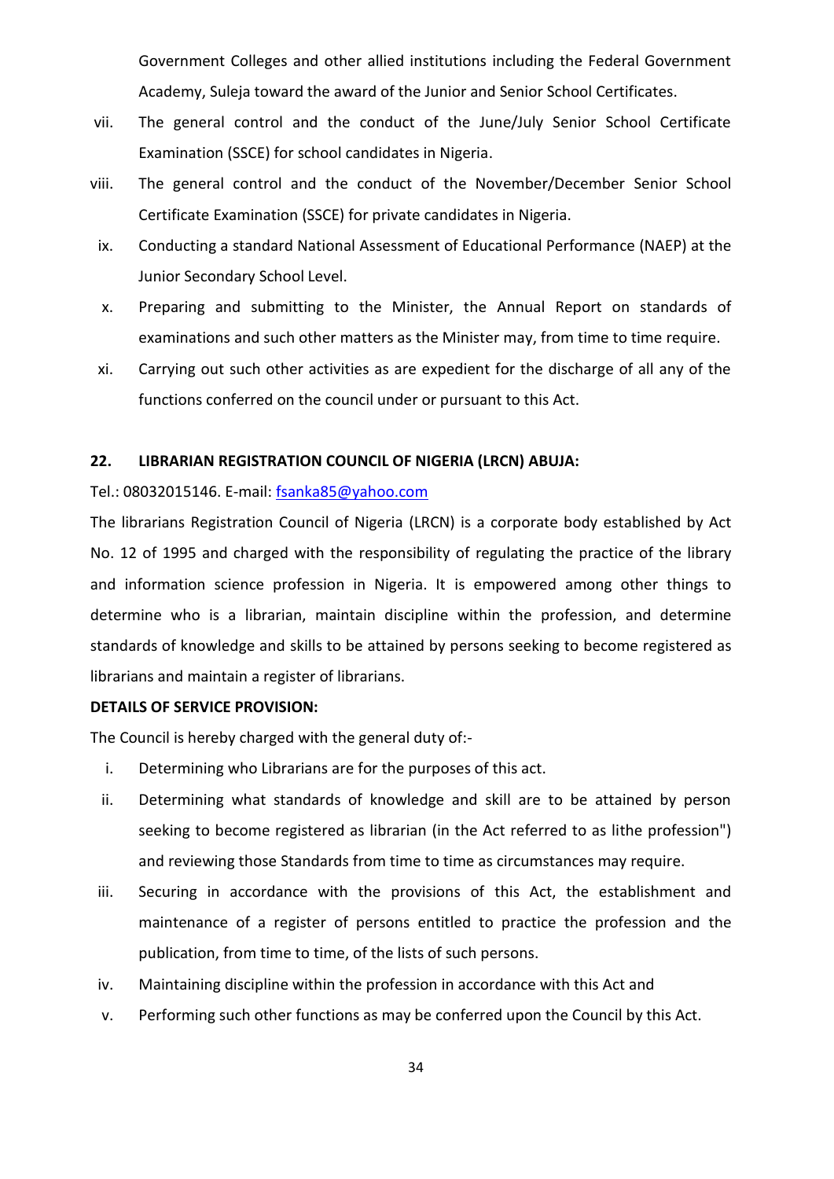Government Colleges and other allied institutions including the Federal Government Academy, Suleja toward the award of the Junior and Senior School Certificates.

vii. The general control and the conduct of the June/July Senior School Certificate Examination (SSCE) for school candidates in Nigeria.

viii. The general control and the conduct of the November/December Senior School Certificate Examination (SSCE) for private candidates in Nigeria.

ix. Conducting a standard National Assessment of Educational Performance (NAEP) at the Junior Secondary School Level.

x. Preparing and submitting to the Minister, the Annual Report on standards of examinations and such other matters as the Minister may, from time to time require.

xi. Carrying out such other activities as are expedient for the discharge of all any of the functions conferred on the council under or pursuant to this Act.

## 22. LIBRARIAN REGISTRATION COUNCIL OF NIGERIA (LRCN) ABUJA:

Tel.: 08032015146. E-mail: fsanka85@yahoo.com

The librarians Registration Council of Nigeria (LRCN) is a corporate body established by Act No. 12 of 1995 and charged with the responsibility of regulating the practice of the library and information science profession in Nigeria. It is empowered among other things to determine who is a librarian, maintain discipline within the profession, and determine standards of knowledge and skills to be attained by persons seeking to become registered as librarians and maintain a register of librarians.

**DETAILS OF SERVICE PROVISION:**

The Council is hereby charged with the general duty of:-

i. Determining who Librarians are for the purposes of this act.

ii. Determining what standards of knowledge and skill are to be attained by person seeking to become registered as librarian (in the Act referred to as lithe profession") and reviewing those Standards from time to time as circumstances may require.

iii. Securing in accordance with the provisions of this Act, the establishment and maintenance of a register of persons entitled to practice the profession and the publication, from time to time, of the lists of such persons.

iv. Maintaining discipline within the profession in accordance with this Act and

v. Performing such other functions as may be conferred upon the Council by this Act.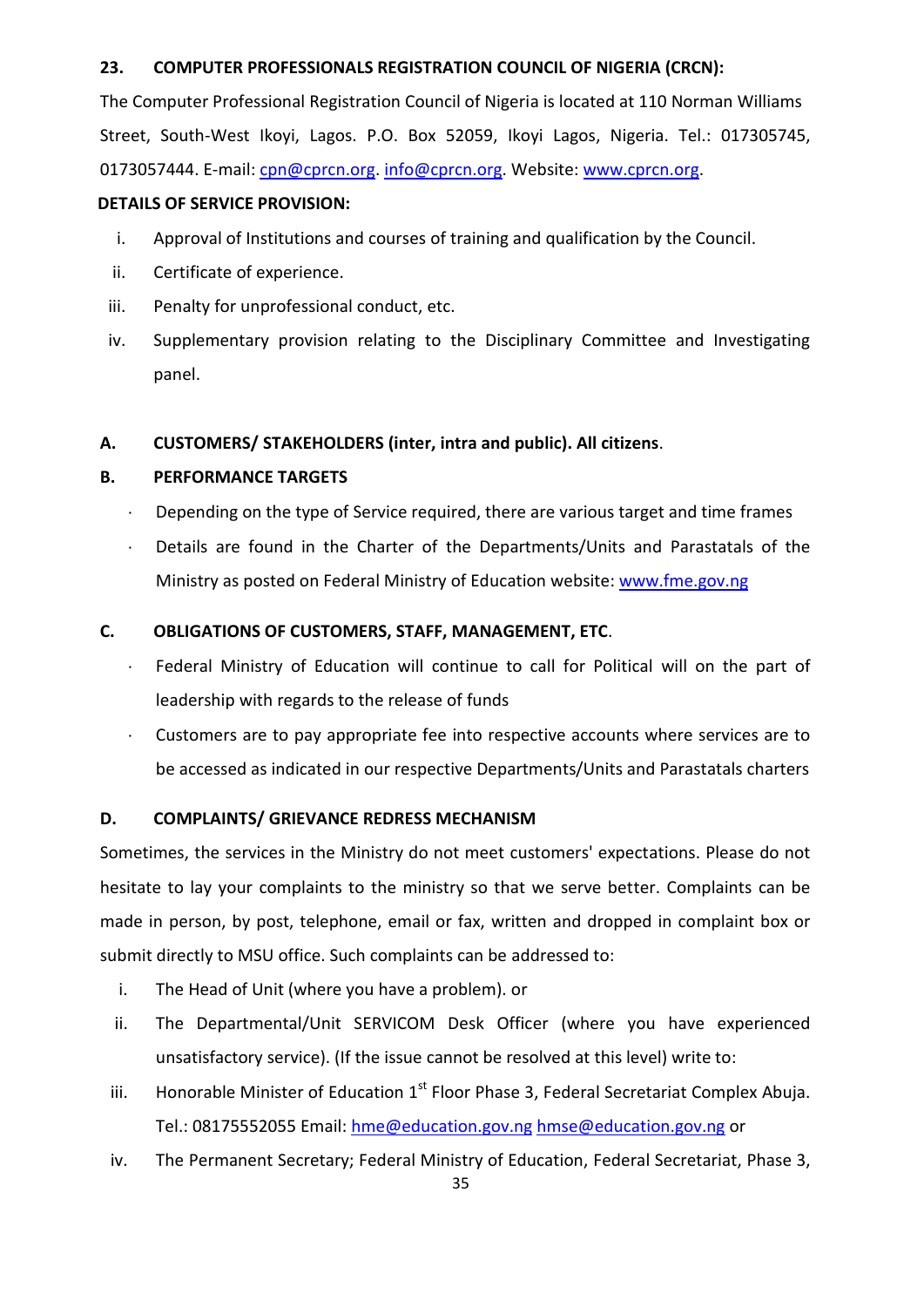### 23. COMPUTER PROFESSIONALS REGISTRATION COUNCIL OF NIGERIA (CRCN):

The Computer Professional Registration Council of Nigeria is located at 110 Norman Williams Street, South-West Ikoyi, Lagos. P.O. Box 52059, Ikoyi Lagos, Nigeria. Tel.: 017305745, 0173057444. E-mail: cpn@cprcn.org. info@cprcn.org. Website: www.cprcn.org.

**DETAILS OF SERVICE PROVISION:**

i. Approval of Institutions and courses of training and qualification by the Council.
ii. Certificate of experience.
iii. Penalty for unprofessional conduct, etc.
iv. Supplementary provision relating to the Disciplinary Committee and Investigating panel.

**A. CUSTOMERS/ STAKEHOLDERS (inter, intra and public). All citizens**.

**B. PERFORMANCE TARGETS**

- Depending on the type of Service required, there are various target and time frames
- Details are found in the Charter of the Departments/Units and Parastatals of the Ministry as posted on Federal Ministry of Education website: www.fme.gov.ng

**C. OBLIGATIONS OF CUSTOMERS, STAFF, MANAGEMENT, ETC**.

- Federal Ministry of Education will continue to call for Political will on the part of leadership with regards to the release of funds
- Customers are to pay appropriate fee into respective accounts where services are to be accessed as indicated in our respective Departments/Units and Parastatals charters

**D. COMPLAINTS/ GRIEVANCE REDRESS MECHANISM**

Sometimes, the services in the Ministry do not meet customers' expectations. Please do not hesitate to lay your complaints to the ministry so that we serve better. Complaints can be made in person, by post, telephone, email or fax, written and dropped in complaint box or submit directly to MSU office. Such complaints can be addressed to:

i. The Head of Unit (where you have a problem). or
ii. The Departmental/Unit SERVICOM Desk Officer (where you have experienced unsatisfactory service). (If the issue cannot be resolved at this level) write to:
iii. Honorable Minister of Education 1st Floor Phase 3, Federal Secretariat Complex Abuja. Tel.: 08175552055 Email: hme@education.gov.ng hmse@education.gov.ng or
iv. The Permanent Secretary; Federal Ministry of Education, Federal Secretariat, Phase 3,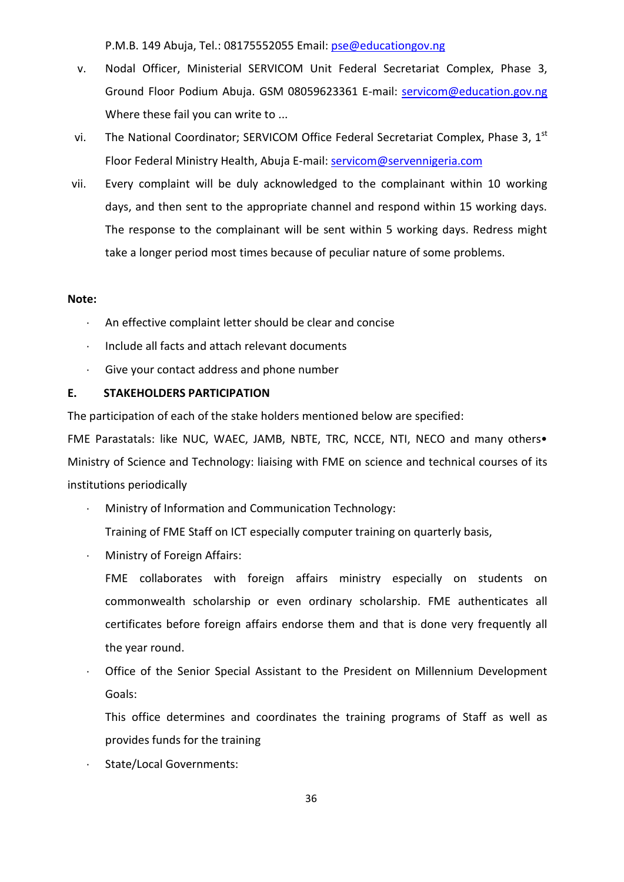P.M.B. 149 Abuja, Tel.: 08175552055 Email: pse@educationgov.ng

v. Nodal Officer, Ministerial SERVICOM Unit Federal Secretariat Complex, Phase 3, Ground Floor Podium Abuja. GSM 08059623361 E-mail: servicom@education.gov.ng Where these fail you can write to ...

vi. The National Coordinator; SERVICOM Office Federal Secretariat Complex, Phase 3, 1st Floor Federal Ministry Health, Abuja E-mail: servicom@servennigeria.com

vii. Every complaint will be duly acknowledged to the complainant within 10 working days, and then sent to the appropriate channel and respond within 15 working days. The response to the complainant will be sent within 5 working days. Redress might take a longer period most times because of peculiar nature of some problems.

**Note:**

- An effective complaint letter should be clear and concise
- Include all facts and attach relevant documents
- Give your contact address and phone number

**E. STAKEHOLDERS PARTICIPATION**

The participation of each of the stake holders mentioned below are specified:

FME Parastatals: like NUC, WAEC, JAMB, NBTE, TRC, NCCE, NTI, NECO and many others• Ministry of Science and Technology: liaising with FME on science and technical courses of its institutions periodically

- Ministry of Information and Communication Technology:

  Training of FME Staff on ICT especially computer training on quarterly basis,

- Ministry of Foreign Affairs:

  FME collaborates with foreign affairs ministry especially on students on commonwealth scholarship or even ordinary scholarship. FME authenticates all certificates before foreign affairs endorse them and that is done very frequently all the year round.

- Office of the Senior Special Assistant to the President on Millennium Development Goals:

  This office determines and coordinates the training programs of Staff as well as provides funds for the training

- State/Local Governments: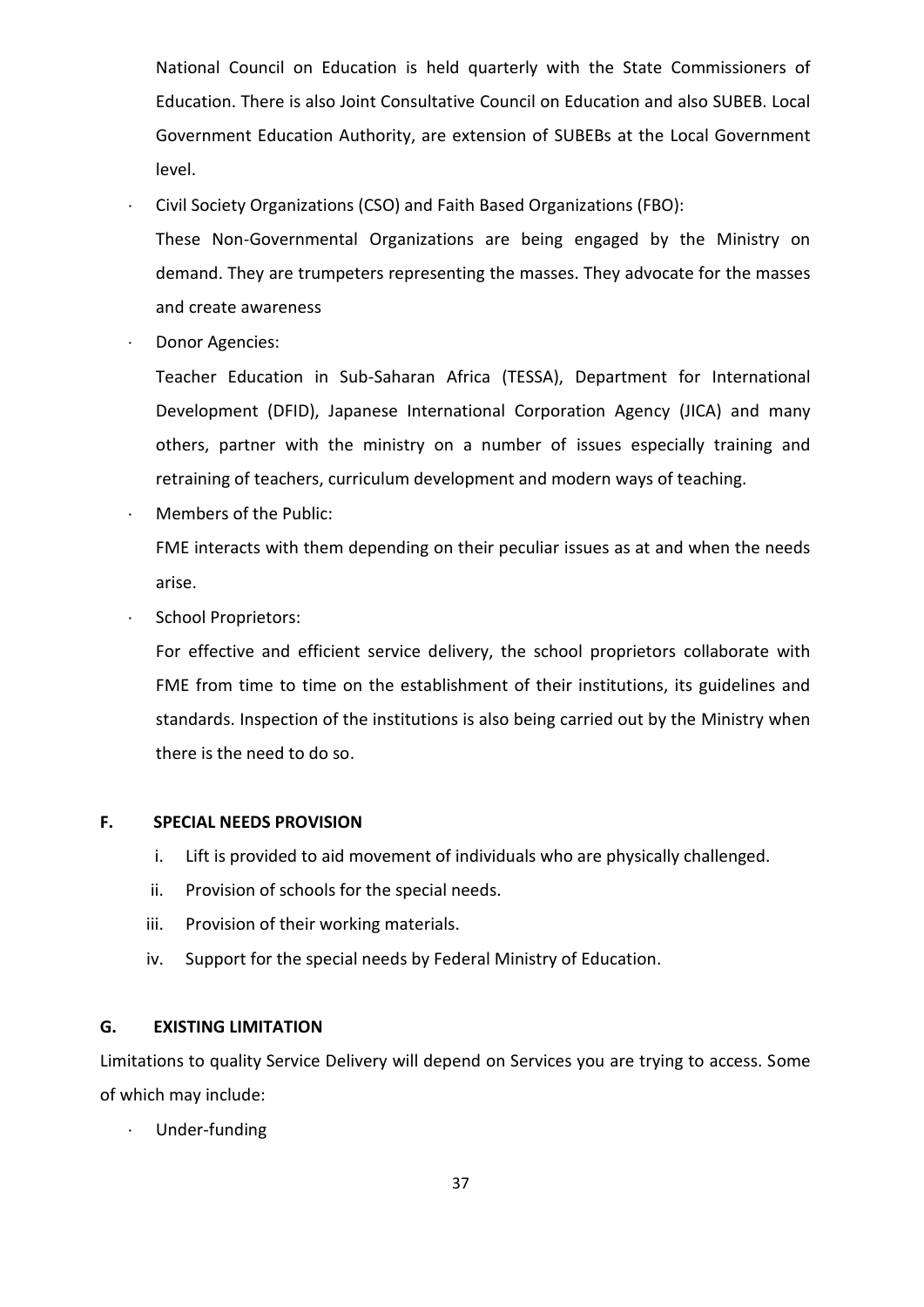National Council on Education is held quarterly with the State Commissioners of Education. There is also Joint Consultative Council on Education and also SUBEB. Local Government Education Authority, are extension of SUBEBs at the Local Government level.

- Civil Society Organizations (CSO) and Faith Based Organizations (FBO):

  These Non-Governmental Organizations are being engaged by the Ministry on demand. They are trumpeters representing the masses. They advocate for the masses and create awareness

- Donor Agencies:

  Teacher Education in Sub-Saharan Africa (TESSA), Department for International Development (DFID), Japanese International Corporation Agency (JICA) and many others, partner with the ministry on a number of issues especially training and retraining of teachers, curriculum development and modern ways of teaching.

- Members of the Public:

  FME interacts with them depending on their peculiar issues as at and when the needs arise.

- School Proprietors:

  For effective and efficient service delivery, the school proprietors collaborate with FME from time to time on the establishment of their institutions, its guidelines and standards. Inspection of the institutions is also being carried out by the Ministry when there is the need to do so.

**F. SPECIAL NEEDS PROVISION**

i. Lift is provided to aid movement of individuals who are physically challenged.
ii. Provision of schools for the special needs.
iii. Provision of their working materials.
iv. Support for the special needs by Federal Ministry of Education.

**G. EXISTING LIMITATION**

Limitations to quality Service Delivery will depend on Services you are trying to access. Some of which may include:

- Under-funding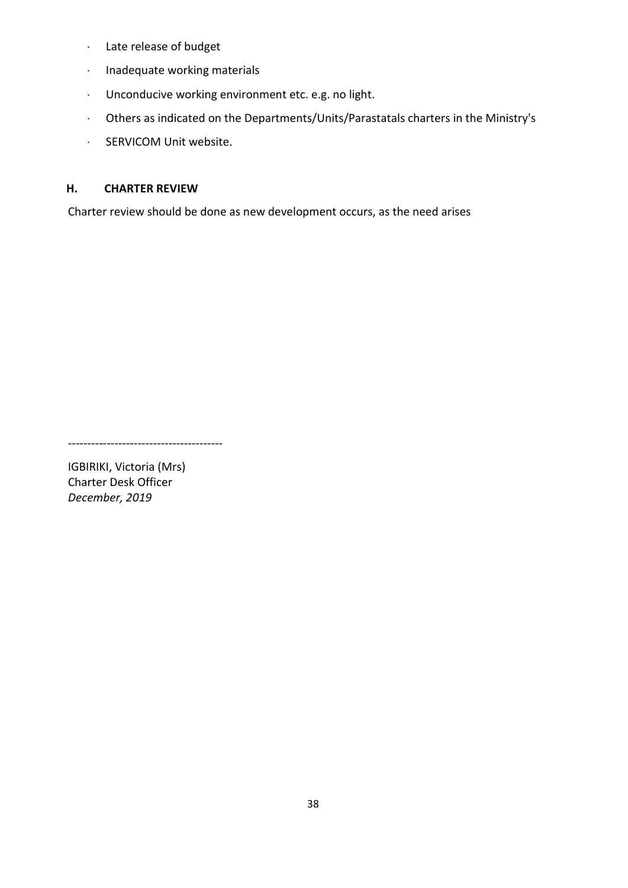- Late release of budget
- Inadequate working materials
- Unconducive working environment etc. e.g. no light.
- Others as indicated on the Departments/Units/Parastatals charters in the Ministry's
- SERVICOM Unit website.

## H. CHARTER REVIEW

Charter review should be done as new development occurs, as the need arises

----------------------------------------

IGBIRIKI, Victoria (Mrs)
Charter Desk Officer
*December, 2019*